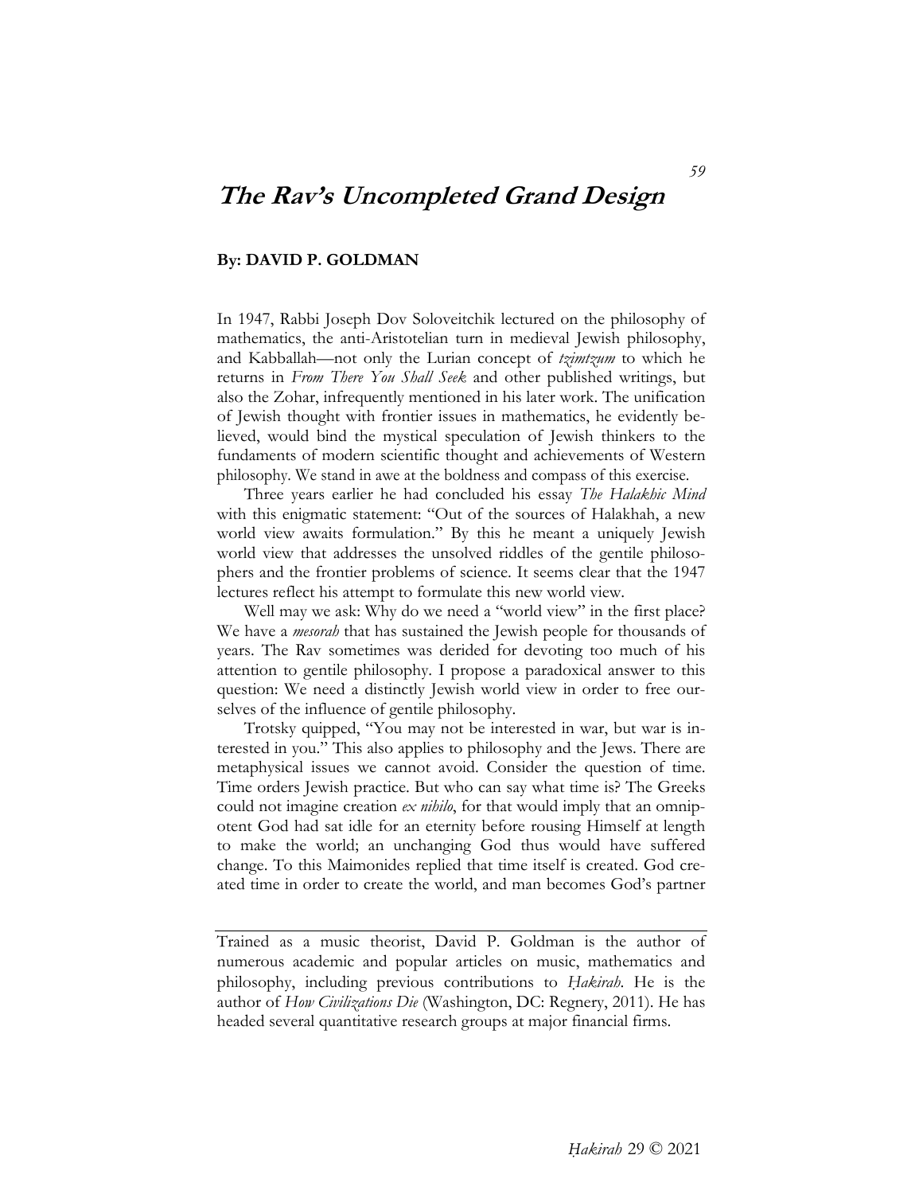# *The Rav's Uncompleted Grand Design*

**By: DAVID P. GOLDMAN**

In 1947, Rabbi Joseph Dov Soloveitchik lectured on the philosophy of mathematics, the anti-Aristotelian turn in medieval Jewish philosophy, and Kabballah—not only the Lurian concept of *tzimtzum* to which he returns in *From There You Shall Seek* and other published writings, but also the Zohar, infrequently mentioned in his later work. The unification of Jewish thought with frontier issues in mathematics, he evidently believed, would bind the mystical speculation of Jewish thinkers to the fundaments of modern scientific thought and achievements of Western philosophy. We stand in awe at the boldness and compass of this exercise.

Three years earlier he had concluded his essay *The Halakhic Mind* with this enigmatic statement: "Out of the sources of Halakhah, a new world view awaits formulation." By this he meant a uniquely Jewish world view that addresses the unsolved riddles of the gentile philosophers and the frontier problems of science. It seems clear that the 1947 lectures reflect his attempt to formulate this new world view.

Well may we ask: Why do we need a "world view" in the first place? We have a *mesorah* that has sustained the Jewish people for thousands of years. The Rav sometimes was derided for devoting too much of his attention to gentile philosophy. I propose a paradoxical answer to this question: We need a distinctly Jewish world view in order to free ourselves of the influence of gentile philosophy.

Trotsky quipped, "You may not be interested in war, but war is interested in you." This also applies to philosophy and the Jews. There are metaphysical issues we cannot avoid. Consider the question of time. Time orders Jewish practice. But who can say what time is? The Greeks could not imagine creation *ex nihilo*, for that would imply that an omnipotent God had sat idle for an eternity before rousing Himself at length to make the world; an unchanging God thus would have suffered change. To this Maimonides replied that time itself is created. God created time in order to create the world, and man becomes God's partner

---

Trained as a music theorist, David P. Goldman is the author of numerous academic and popular articles on music, mathematics and philosophy, including previous contributions to *Ḥakirah*. He is the author of *How Civilizations Die* (Washington, DC: Regnery, 2011). He has headed several quantitative research groups at major financial firms.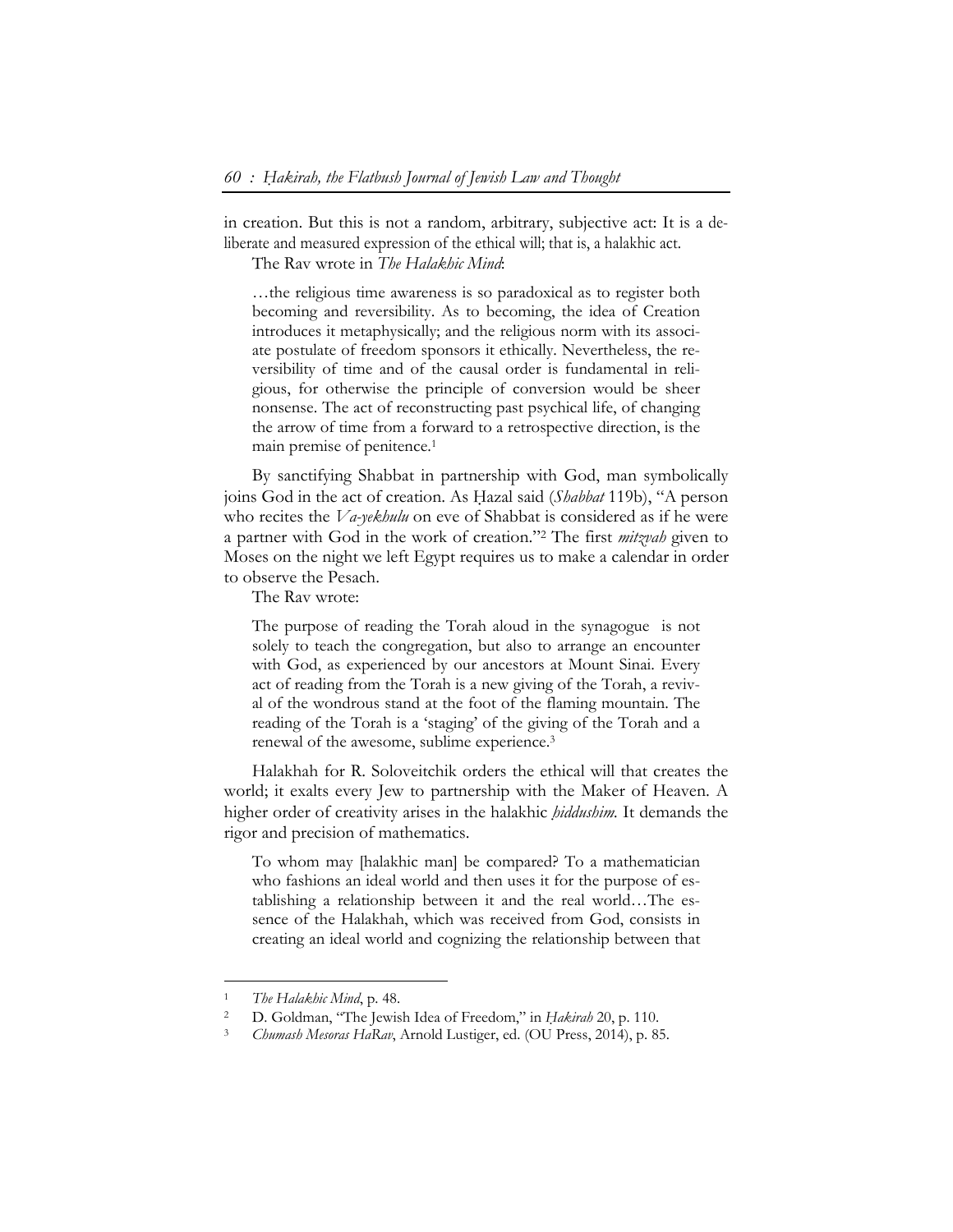in creation. But this is not a random, arbitrary, subjective act: It is a deliberate and measured expression of the ethical will; that is, a halakhic act.

The Rav wrote in *The Halakhic Mind*:

> …the religious time awareness is so paradoxical as to register both becoming and reversibility. As to becoming, the idea of Creation introduces it metaphysically; and the religious norm with its associate postulate of freedom sponsors it ethically. Nevertheless, the reversibility of time and of the causal order is fundamental in religious, for otherwise the principle of conversion would be sheer nonsense. The act of reconstructing past psychical life, of changing the arrow of time from a forward to a retrospective direction, is the main premise of penitence.[1]

By sanctifying Shabbat in partnership with God, man symbolically joins God in the act of creation. As Ḥazal said (*Shabbat* 119b), "A person who recites the *Va-yekhulu* on eve of Shabbat is considered as if he were a partner with God in the work of creation."[2] The first *mitzvah* given to Moses on the night we left Egypt requires us to make a calendar in order to observe the Pesach.

The Rav wrote:

> The purpose of reading the Torah aloud in the synagogue is not solely to teach the congregation, but also to arrange an encounter with God, as experienced by our ancestors at Mount Sinai. Every act of reading from the Torah is a new giving of the Torah, a revival of the wondrous stand at the foot of the flaming mountain. The reading of the Torah is a 'staging' of the giving of the Torah and a renewal of the awesome, sublime experience.[3]

Halakhah for R. Soloveitchik orders the ethical will that creates the world; it exalts every Jew to partnership with the Maker of Heaven. A higher order of creativity arises in the halakhic *ḥiddushim.* It demands the rigor and precision of mathematics.

> To whom may [halakhic man] be compared? To a mathematician who fashions an ideal world and then uses it for the purpose of establishing a relationship between it and the real world…The essence of the Halakhah, which was received from God, consists in creating an ideal world and cognizing the relationship between that

---

[1] *The Halakhic Mind*, p. 48.

[2] D. Goldman, "The Jewish Idea of Freedom," in *Ḥakirah* 20, p. 110.

[3] *Chumash Mesoras HaRav*, Arnold Lustiger, ed. (OU Press, 2014), p. 85.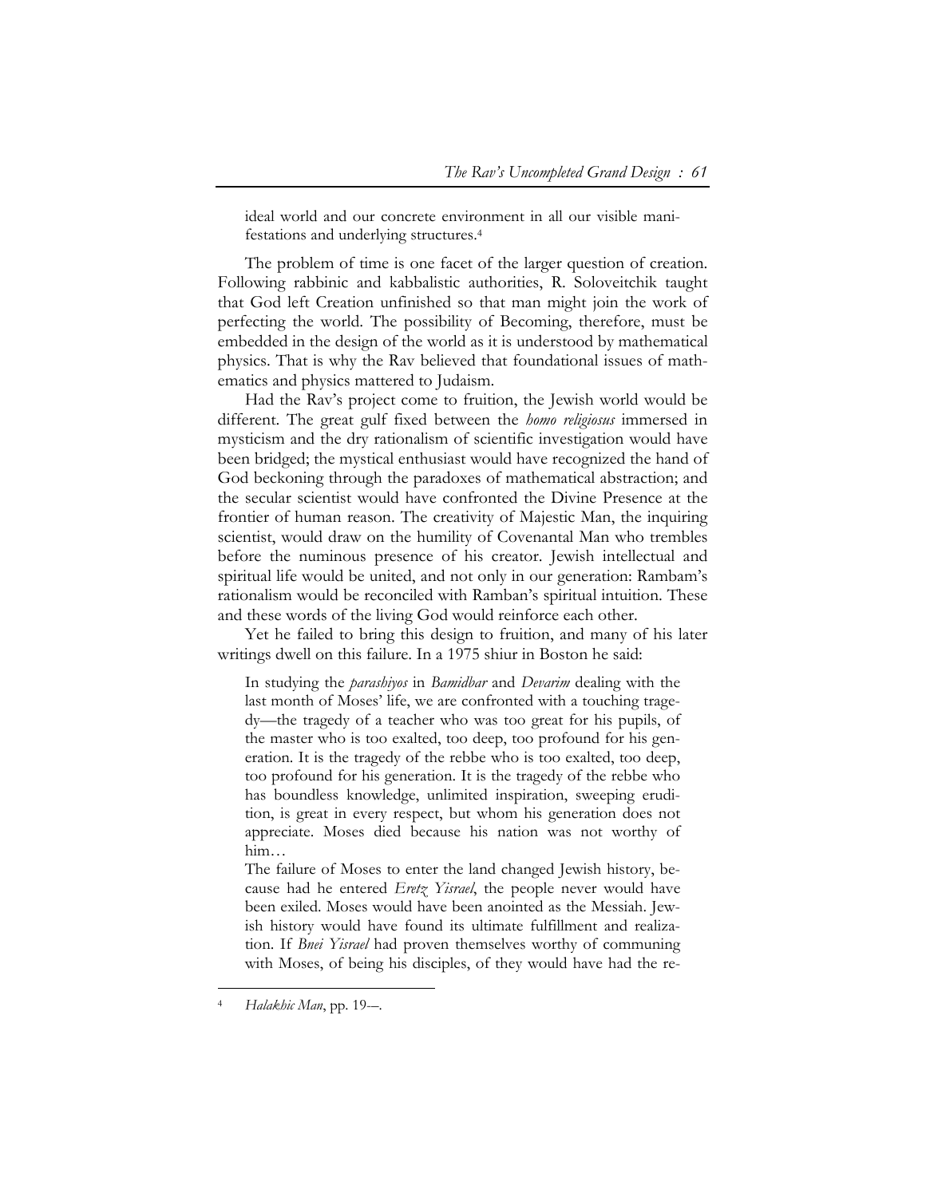> ideal world and our concrete environment in all our visible manifestations and underlying structures.[4]

The problem of time is one facet of the larger question of creation. Following rabbinic and kabbalistic authorities, R. Soloveitchik taught that God left Creation unfinished so that man might join the work of perfecting the world. The possibility of Becoming, therefore, must be embedded in the design of the world as it is understood by mathematical physics. That is why the Rav believed that foundational issues of mathematics and physics mattered to Judaism.

Had the Rav's project come to fruition, the Jewish world would be different. The great gulf fixed between the *homo religiosus* immersed in mysticism and the dry rationalism of scientific investigation would have been bridged; the mystical enthusiast would have recognized the hand of God beckoning through the paradoxes of mathematical abstraction; and the secular scientist would have confronted the Divine Presence at the frontier of human reason. The creativity of Majestic Man, the inquiring scientist, would draw on the humility of Covenantal Man who trembles before the numinous presence of his creator. Jewish intellectual and spiritual life would be united, and not only in our generation: Rambam's rationalism would be reconciled with Ramban's spiritual intuition. These and these words of the living God would reinforce each other.

Yet he failed to bring this design to fruition, and many of his later writings dwell on this failure. In a 1975 shiur in Boston he said:

> In studying the *parashiyos* in *Bamidbar* and *Devarim* dealing with the last month of Moses' life, we are confronted with a touching tragedy—the tragedy of a teacher who was too great for his pupils, of the master who is too exalted, too deep, too profound for his generation. It is the tragedy of the rebbe who is too exalted, too deep, too profound for his generation. It is the tragedy of the rebbe who has boundless knowledge, unlimited inspiration, sweeping erudition, is great in every respect, but whom his generation does not appreciate. Moses died because his nation was not worthy of him…
>
> The failure of Moses to enter the land changed Jewish history, because had he entered *Eretz Yisrael*, the people never would have been exiled. Moses would have been anointed as the Messiah. Jewish history would have found its ultimate fulfillment and realization. If *Bnei Yisrael* had proven themselves worthy of communing with Moses, of being his disciples, of they would have had the re-

[4] *Halakhic Man*, pp. 19-–.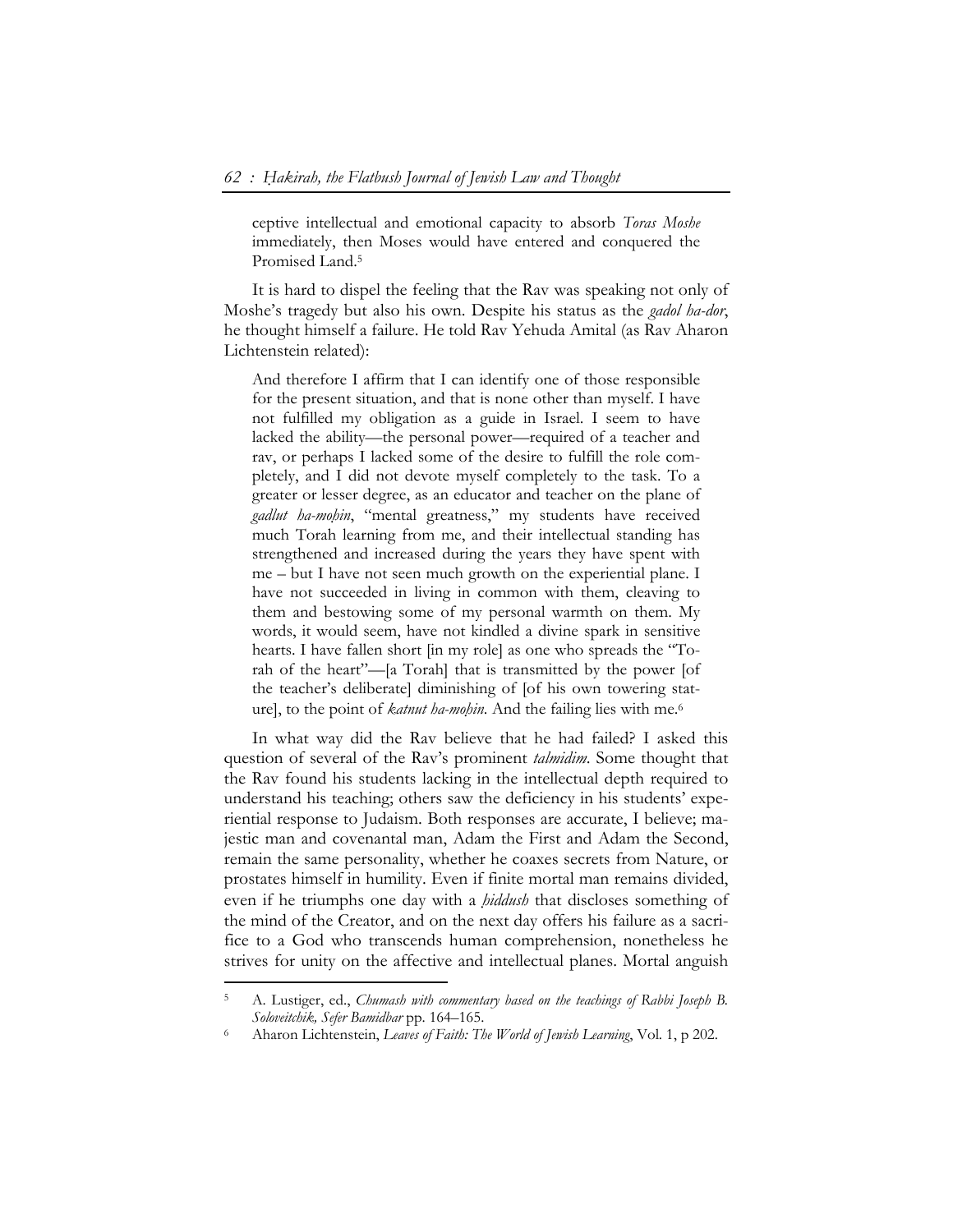ceptive intellectual and emotional capacity to absorb *Toras Moshe* immediately, then Moses would have entered and conquered the Promised Land.[5]

It is hard to dispel the feeling that the Rav was speaking not only of Moshe's tragedy but also his own. Despite his status as the *gadol ha-dor*, he thought himself a failure. He told Rav Yehuda Amital (as Rav Aharon Lichtenstein related):

> And therefore I affirm that I can identify one of those responsible for the present situation, and that is none other than myself. I have not fulfilled my obligation as a guide in Israel. I seem to have lacked the ability—the personal power—required of a teacher and rav, or perhaps I lacked some of the desire to fulfill the role completely, and I did not devote myself completely to the task. To a greater or lesser degree, as an educator and teacher on the plane of *gadlut ha-moḥin*, "mental greatness," my students have received much Torah learning from me, and their intellectual standing has strengthened and increased during the years they have spent with me – but I have not seen much growth on the experiential plane. I have not succeeded in living in common with them, cleaving to them and bestowing some of my personal warmth on them. My words, it would seem, have not kindled a divine spark in sensitive hearts. I have fallen short [in my role] as one who spreads the "Torah of the heart"—[a Torah] that is transmitted by the power [of the teacher's deliberate] diminishing of [of his own towering stature], to the point of *katnut ha-moḥin*. And the failing lies with me.[6]

In what way did the Rav believe that he had failed? I asked this question of several of the Rav's prominent *talmidim*. Some thought that the Rav found his students lacking in the intellectual depth required to understand his teaching; others saw the deficiency in his students' experiential response to Judaism. Both responses are accurate, I believe; majestic man and covenantal man, Adam the First and Adam the Second, remain the same personality, whether he coaxes secrets from Nature, or prostates himself in humility. Even if finite mortal man remains divided, even if he triumphs one day with a *ḥiddush* that discloses something of the mind of the Creator, and on the next day offers his failure as a sacrifice to a God who transcends human comprehension, nonetheless he strives for unity on the affective and intellectual planes. Mortal anguish

---

[5] A. Lustiger, ed., *Chumash with commentary based on the teachings of Rabbi Joseph B. Soloveitchik, Sefer Bamidbar* pp. 164–165.

[6] Aharon Lichtenstein, *Leaves of Faith: The World of Jewish Learning*, Vol. 1, p 202.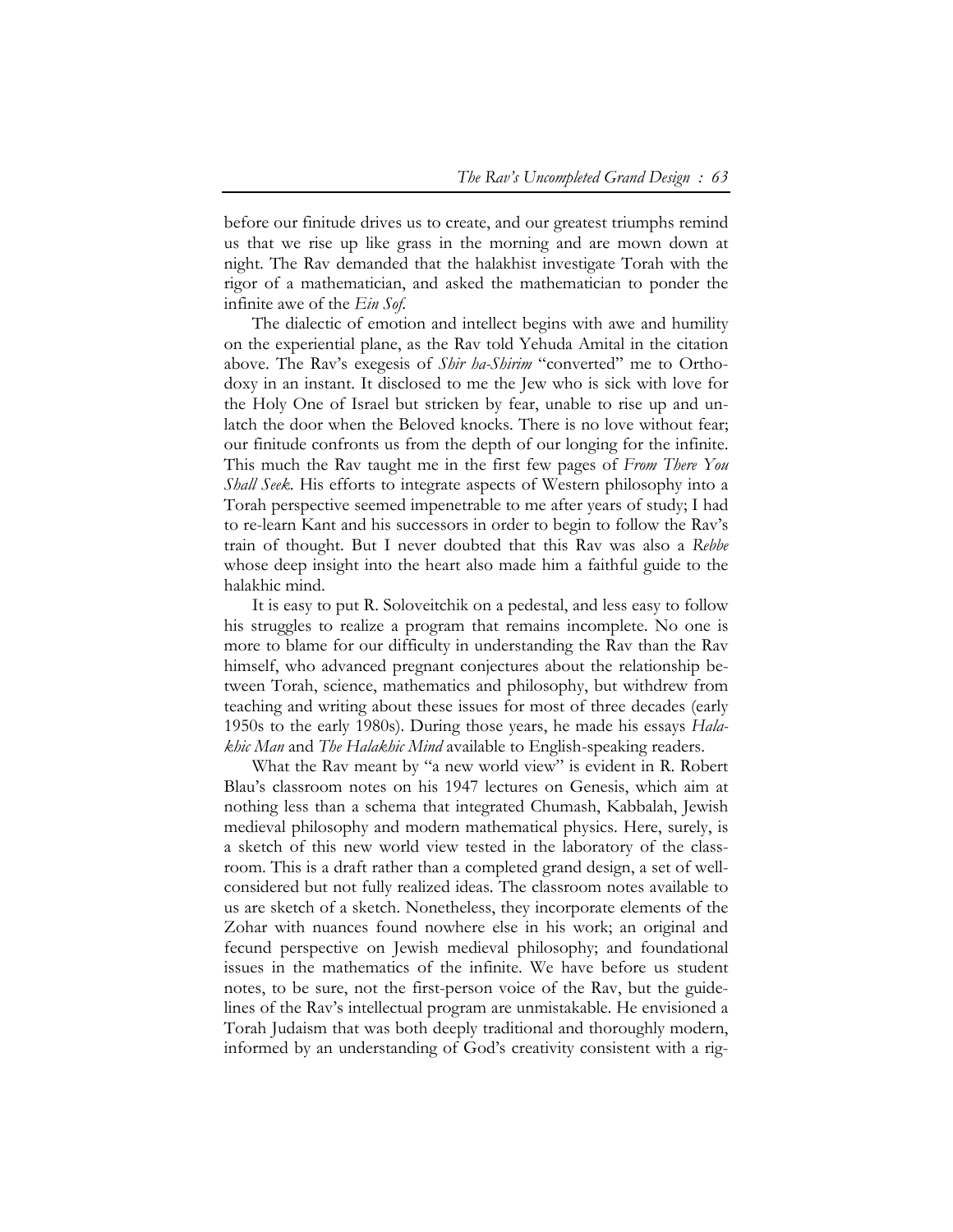before our finitude drives us to create, and our greatest triumphs remind us that we rise up like grass in the morning and are mown down at night. The Rav demanded that the halakhist investigate Torah with the rigor of a mathematician, and asked the mathematician to ponder the infinite awe of the *Ein Sof*.

The dialectic of emotion and intellect begins with awe and humility on the experiential plane, as the Rav told Yehuda Amital in the citation above. The Rav's exegesis of *Shir ha-Shirim* "converted" me to Orthodoxy in an instant. It disclosed to me the Jew who is sick with love for the Holy One of Israel but stricken by fear, unable to rise up and unlatch the door when the Beloved knocks. There is no love without fear; our finitude confronts us from the depth of our longing for the infinite. This much the Rav taught me in the first few pages of *From There You Shall Seek*. His efforts to integrate aspects of Western philosophy into a Torah perspective seemed impenetrable to me after years of study; I had to re-learn Kant and his successors in order to begin to follow the Rav's train of thought. But I never doubted that this Rav was also a *Rebbe* whose deep insight into the heart also made him a faithful guide to the halakhic mind.

It is easy to put R. Soloveitchik on a pedestal, and less easy to follow his struggles to realize a program that remains incomplete. No one is more to blame for our difficulty in understanding the Rav than the Rav himself, who advanced pregnant conjectures about the relationship between Torah, science, mathematics and philosophy, but withdrew from teaching and writing about these issues for most of three decades (early 1950s to the early 1980s). During those years, he made his essays *Halakhic Man* and *The Halakhic Mind* available to English-speaking readers.

What the Rav meant by "a new world view" is evident in R. Robert Blau's classroom notes on his 1947 lectures on Genesis, which aim at nothing less than a schema that integrated Chumash, Kabbalah, Jewish medieval philosophy and modern mathematical physics. Here, surely, is a sketch of this new world view tested in the laboratory of the classroom. This is a draft rather than a completed grand design, a set of well-considered but not fully realized ideas. The classroom notes available to us are sketch of a sketch. Nonetheless, they incorporate elements of the Zohar with nuances found nowhere else in his work; an original and fecund perspective on Jewish medieval philosophy; and foundational issues in the mathematics of the infinite. We have before us student notes, to be sure, not the first-person voice of the Rav, but the guidelines of the Rav's intellectual program are unmistakable. He envisioned a Torah Judaism that was both deeply traditional and thoroughly modern, informed by an understanding of God's creativity consistent with a rig-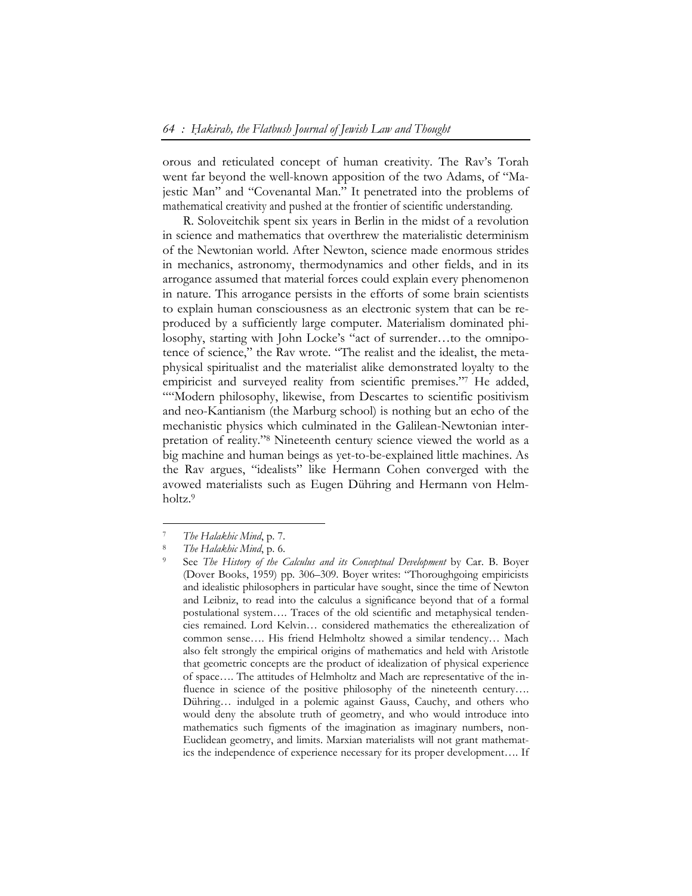orous and reticulated concept of human creativity. The Rav's Torah went far beyond the well-known apposition of the two Adams, of "Majestic Man" and "Covenantal Man." It penetrated into the problems of mathematical creativity and pushed at the frontier of scientific understanding.

R. Soloveitchik spent six years in Berlin in the midst of a revolution in science and mathematics that overthrew the materialistic determinism of the Newtonian world. After Newton, science made enormous strides in mechanics, astronomy, thermodynamics and other fields, and in its arrogance assumed that material forces could explain every phenomenon in nature. This arrogance persists in the efforts of some brain scientists to explain human consciousness as an electronic system that can be reproduced by a sufficiently large computer. Materialism dominated philosophy, starting with John Locke's "act of surrender…to the omnipotence of science," the Rav wrote. "The realist and the idealist, the metaphysical spiritualist and the materialist alike demonstrated loyalty to the empiricist and surveyed reality from scientific premises."[7] He added, ""Modern philosophy, likewise, from Descartes to scientific positivism and neo-Kantianism (the Marburg school) is nothing but an echo of the mechanistic physics which culminated in the Galilean-Newtonian interpretation of reality."[8] Nineteenth century science viewed the world as a big machine and human beings as yet-to-be-explained little machines. As the Rav argues, "idealists" like Hermann Cohen converged with the avowed materialists such as Eugen Dühring and Hermann von Helmholtz.[9]

---

[7] *The Halakhic Mind*, p. 7.

[8] *The Halakhic Mind*, p. 6.

[9] See *The History of the Calculus and its Conceptual Development* by Car. B. Boyer (Dover Books, 1959) pp. 306–309. Boyer writes: "Thoroughgoing empiricists and idealistic philosophers in particular have sought, since the time of Newton and Leibniz, to read into the calculus a significance beyond that of a formal postulational system…. Traces of the old scientific and metaphysical tendencies remained. Lord Kelvin… considered mathematics the etherealization of common sense…. His friend Helmholtz showed a similar tendency… Mach also felt strongly the empirical origins of mathematics and held with Aristotle that geometric concepts are the product of idealization of physical experience of space…. The attitudes of Helmholtz and Mach are representative of the influence in science of the positive philosophy of the nineteenth century…. Dühring… indulged in a polemic against Gauss, Cauchy, and others who would deny the absolute truth of geometry, and who would introduce into mathematics such figments of the imagination as imaginary numbers, non-Euclidean geometry, and limits. Marxian materialists will not grant mathematics the independence of experience necessary for its proper development…. If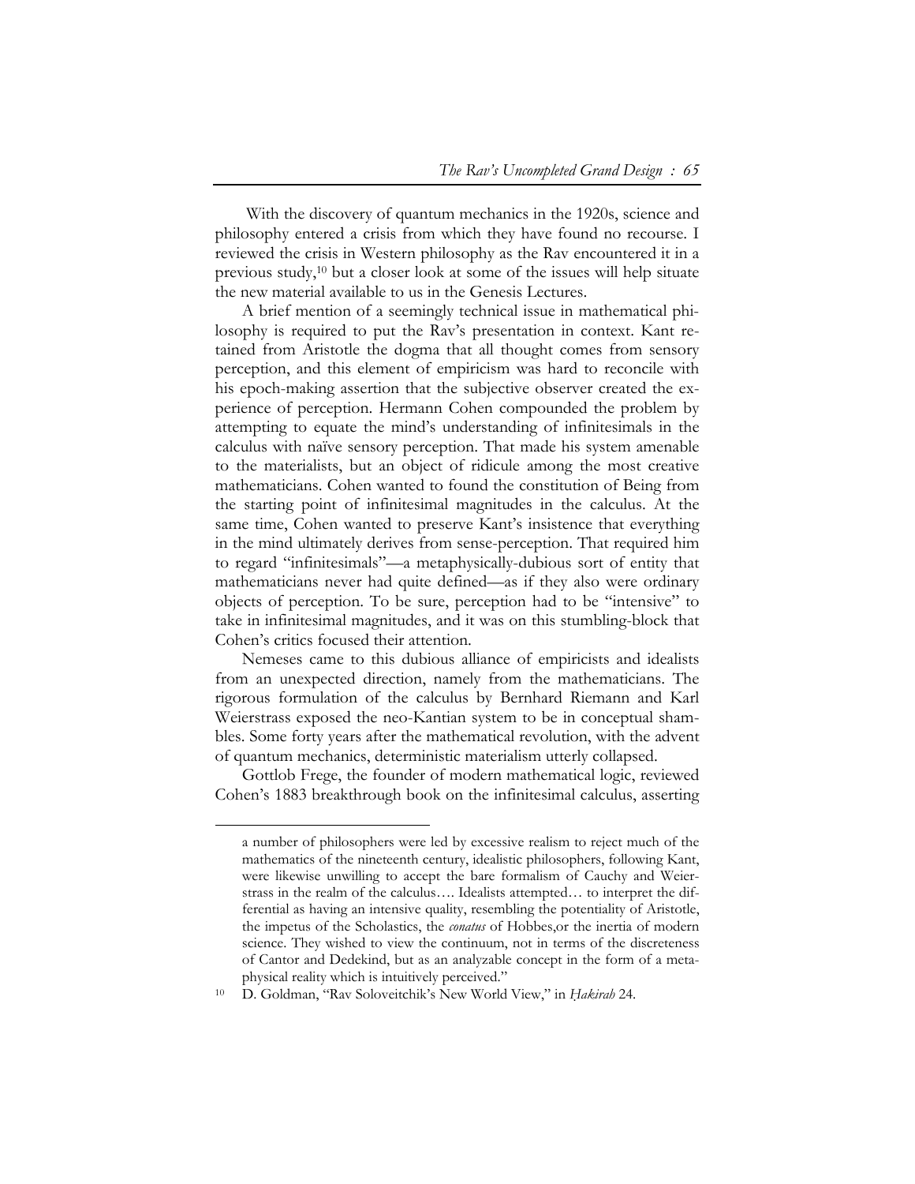With the discovery of quantum mechanics in the 1920s, science and philosophy entered a crisis from which they have found no recourse. I reviewed the crisis in Western philosophy as the Rav encountered it in a previous study,[10] but a closer look at some of the issues will help situate the new material available to us in the Genesis Lectures.

A brief mention of a seemingly technical issue in mathematical philosophy is required to put the Rav's presentation in context. Kant retained from Aristotle the dogma that all thought comes from sensory perception, and this element of empiricism was hard to reconcile with his epoch-making assertion that the subjective observer created the experience of perception. Hermann Cohen compounded the problem by attempting to equate the mind's understanding of infinitesimals in the calculus with naïve sensory perception. That made his system amenable to the materialists, but an object of ridicule among the most creative mathematicians. Cohen wanted to found the constitution of Being from the starting point of infinitesimal magnitudes in the calculus. At the same time, Cohen wanted to preserve Kant's insistence that everything in the mind ultimately derives from sense-perception. That required him to regard "infinitesimals"—a metaphysically-dubious sort of entity that mathematicians never had quite defined—as if they also were ordinary objects of perception. To be sure, perception had to be "intensive" to take in infinitesimal magnitudes, and it was on this stumbling-block that Cohen's critics focused their attention.

Nemeses came to this dubious alliance of empiricists and idealists from an unexpected direction, namely from the mathematicians. The rigorous formulation of the calculus by Bernhard Riemann and Karl Weierstrass exposed the neo-Kantian system to be in conceptual shambles. Some forty years after the mathematical revolution, with the advent of quantum mechanics, deterministic materialism utterly collapsed.

Gottlob Frege, the founder of modern mathematical logic, reviewed Cohen's 1883 breakthrough book on the infinitesimal calculus, asserting

---

a number of philosophers were led by excessive realism to reject much of the mathematics of the nineteenth century, idealistic philosophers, following Kant, were likewise unwilling to accept the bare formalism of Cauchy and Weierstrass in the realm of the calculus…. Idealists attempted… to interpret the differential as having an intensive quality, resembling the potentiality of Aristotle, the impetus of the Scholastics, the *conatus* of Hobbes,or the inertia of modern science. They wished to view the continuum, not in terms of the discreteness of Cantor and Dedekind, but as an analyzable concept in the form of a metaphysical reality which is intuitively perceived."

[10] D. Goldman, "Rav Soloveitchik's New World View," in *Ḥakirah* 24.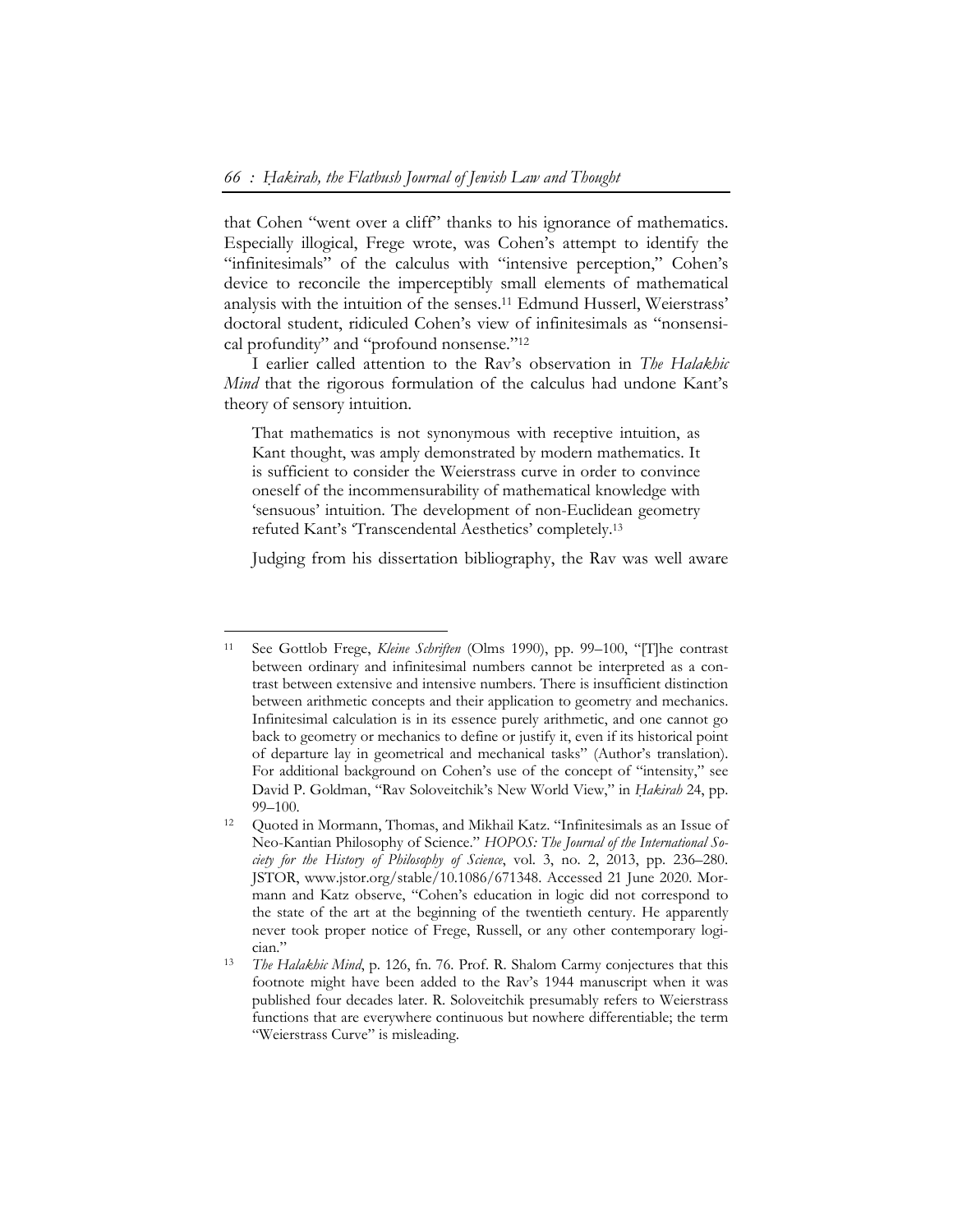that Cohen "went over a cliff" thanks to his ignorance of mathematics. Especially illogical, Frege wrote, was Cohen's attempt to identify the "infinitesimals" of the calculus with "intensive perception," Cohen's device to reconcile the imperceptibly small elements of mathematical analysis with the intuition of the senses.[11] Edmund Husserl, Weierstrass' doctoral student, ridiculed Cohen's view of infinitesimals as "nonsensical profundity" and "profound nonsense."[12]

I earlier called attention to the Rav's observation in *The Halakhic Mind* that the rigorous formulation of the calculus had undone Kant's theory of sensory intuition.

> That mathematics is not synonymous with receptive intuition, as Kant thought, was amply demonstrated by modern mathematics. It is sufficient to consider the Weierstrass curve in order to convince oneself of the incommensurability of mathematical knowledge with 'sensuous' intuition. The development of non-Euclidean geometry refuted Kant's 'Transcendental Aesthetics' completely.[13]

Judging from his dissertation bibliography, the Rav was well aware

---

[11] See Gottlob Frege, *Kleine Schriften* (Olms 1990), pp. 99–100, "[T]he contrast between ordinary and infinitesimal numbers cannot be interpreted as a contrast between extensive and intensive numbers. There is insufficient distinction between arithmetic concepts and their application to geometry and mechanics. Infinitesimal calculation is in its essence purely arithmetic, and one cannot go back to geometry or mechanics to define or justify it, even if its historical point of departure lay in geometrical and mechanical tasks" (Author's translation). For additional background on Cohen's use of the concept of "intensity," see David P. Goldman, "Rav Soloveitchik's New World View," in *Ḥakirah* 24, pp. 99–100.

[12] Quoted in Mormann, Thomas, and Mikhail Katz. "Infinitesimals as an Issue of Neo-Kantian Philosophy of Science." *HOPOS: The Journal of the International Society for the History of Philosophy of Science*, vol. 3, no. 2, 2013, pp. 236–280. JSTOR, www.jstor.org/stable/10.1086/671348. Accessed 21 June 2020. Mormann and Katz observe, "Cohen's education in logic did not correspond to the state of the art at the beginning of the twentieth century. He apparently never took proper notice of Frege, Russell, or any other contemporary logician."

[13] *The Halakhic Mind*, p. 126, fn. 76. Prof. R. Shalom Carmy conjectures that this footnote might have been added to the Rav's 1944 manuscript when it was published four decades later. R. Soloveitchik presumably refers to Weierstrass functions that are everywhere continuous but nowhere differentiable; the term "Weierstrass Curve" is misleading.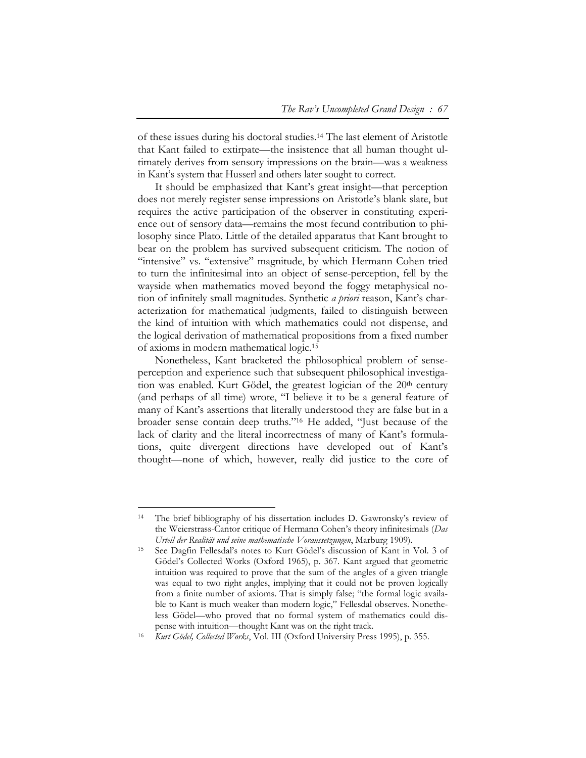of these issues during his doctoral studies.[14] The last element of Aristotle that Kant failed to extirpate—the insistence that all human thought ultimately derives from sensory impressions on the brain—was a weakness in Kant's system that Husserl and others later sought to correct.

It should be emphasized that Kant's great insight—that perception does not merely register sense impressions on Aristotle's blank slate, but requires the active participation of the observer in constituting experience out of sensory data—remains the most fecund contribution to philosophy since Plato. Little of the detailed apparatus that Kant brought to bear on the problem has survived subsequent criticism. The notion of "intensive" vs. "extensive" magnitude, by which Hermann Cohen tried to turn the infinitesimal into an object of sense-perception, fell by the wayside when mathematics moved beyond the foggy metaphysical notion of infinitely small magnitudes. Synthetic *a priori* reason, Kant's characterization for mathematical judgments, failed to distinguish between the kind of intuition with which mathematics could not dispense, and the logical derivation of mathematical propositions from a fixed number of axioms in modern mathematical logic.[15]

Nonetheless, Kant bracketed the philosophical problem of sense-perception and experience such that subsequent philosophical investigation was enabled. Kurt Gödel, the greatest logician of the 20th century (and perhaps of all time) wrote, "I believe it to be a general feature of many of Kant's assertions that literally understood they are false but in a broader sense contain deep truths."[16] He added, "Just because of the lack of clarity and the literal incorrectness of many of Kant's formulations, quite divergent directions have developed out of Kant's thought—none of which, however, really did justice to the core of

---

[14] The brief bibliography of his dissertation includes D. Gawronsky's review of the Weierstrass-Cantor critique of Hermann Cohen's theory infinitesimals (*Das Urteil der Realität und seine mathematische Voraussetzungen*, Marburg 1909).

[15] See Dagfin Fellesdal's notes to Kurt Gödel's discussion of Kant in Vol. 3 of Gödel's Collected Works (Oxford 1965), p. 367. Kant argued that geometric intuition was required to prove that the sum of the angles of a given triangle was equal to two right angles, implying that it could not be proven logically from a finite number of axioms. That is simply false; "the formal logic available to Kant is much weaker than modern logic," Fellesdal observes. Nonetheless Gödel—who proved that no formal system of mathematics could dispense with intuition—thought Kant was on the right track.

[16] *Kurt Gödel, Collected Works*, Vol. III (Oxford University Press 1995), p. 355.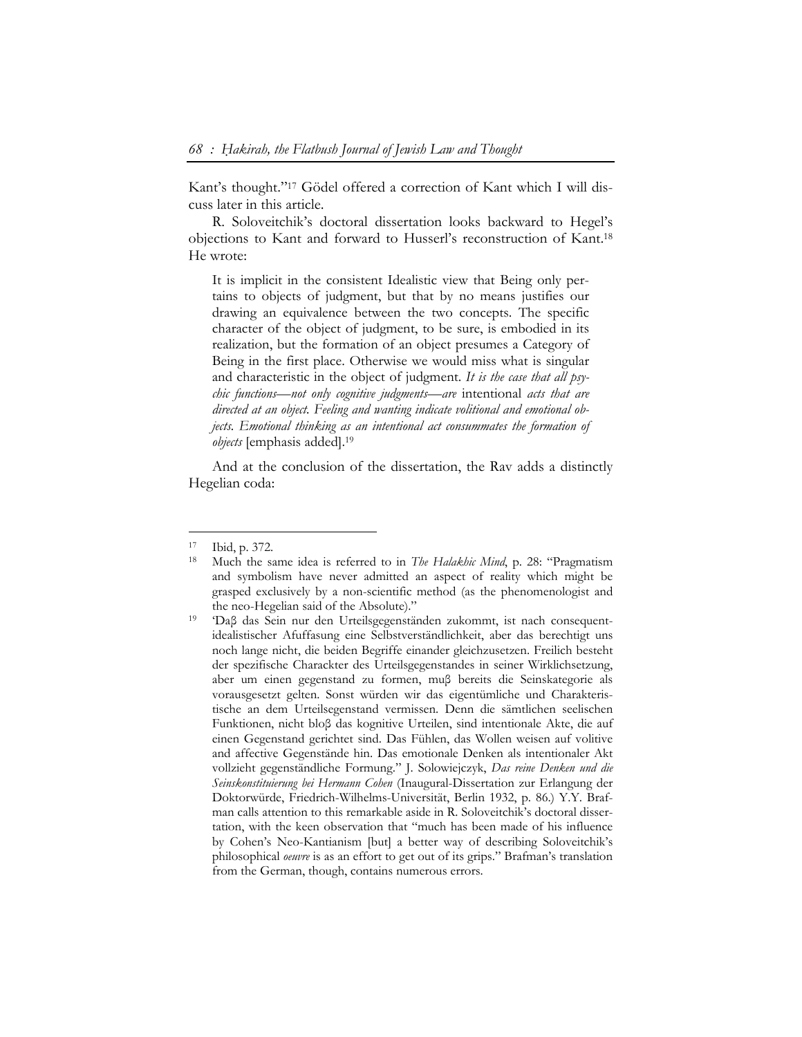Kant's thought."[17] Gödel offered a correction of Kant which I will discuss later in this article.

R. Soloveitchik's doctoral dissertation looks backward to Hegel's objections to Kant and forward to Husserl's reconstruction of Kant.[18] He wrote:

> It is implicit in the consistent Idealistic view that Being only pertains to objects of judgment, but that by no means justifies our drawing an equivalence between the two concepts. The specific character of the object of judgment, to be sure, is embodied in its realization, but the formation of an object presumes a Category of Being in the first place. Otherwise we would miss what is singular and characteristic in the object of judgment. *It is the case that all psychic functions—not only cognitive judgments—are* intentional *acts that are directed at an object. Feeling and wanting indicate volitional and emotional objects. Emotional thinking as an intentional act consummates the formation of objects* [emphasis added].[19]

And at the conclusion of the dissertation, the Rav adds a distinctly Hegelian coda:

---

[17] Ibid, p. 372.

[18] Much the same idea is referred to in *The Halakhic Mind*, p. 28: "Pragmatism and symbolism have never admitted an aspect of reality which might be grasped exclusively by a non-scientific method (as the phenomenologist and the neo-Hegelian said of the Absolute)."

[19] 'Daβ das Sein nur den Urteilsgegenständen zukommt, ist nach consequent-idealistischer Afuffasung eine Selbstverständlichkeit, aber das berechtigt uns noch lange nicht, die beiden Begriffe einander gleichzusetzen. Freilich besteht der spezifische Charackter des Urteilsgegenstandes in seiner Wirklichsetzung, aber um einen gegenstand zu formen, muβ bereits die Seinskategorie als vorausgesetzt gelten. Sonst würden wir das eigentümliche und Charakteristische an dem Urteilsegenstand vermissen. Denn die sämtlichen seelischen Funktionen, nicht bloβ das kognitive Urteilen, sind intentionale Akte, die auf einen Gegenstand gerichtet sind. Das Fühlen, das Wollen weisen auf volitive and affective Gegenstände hin. Das emotionale Denken als intentionaler Akt vollzieht gegenständliche Formung." J. Solowiejczyk, *Das reine Denken und die Seinskonstituierung bei Hermann Cohen* (Inaugural-Dissertation zur Erlangung der Doktorwürde, Friedrich-Wilhelms-Universität, Berlin 1932, p. 86.) Y.Y. Brafman calls attention to this remarkable aside in R. Soloveitchik's doctoral dissertation, with the keen observation that "much has been made of his influence by Cohen's Neo-Kantianism [but] a better way of describing Soloveitchik's philosophical *oeuvre* is as an effort to get out of its grips." Brafman's translation from the German, though, contains numerous errors.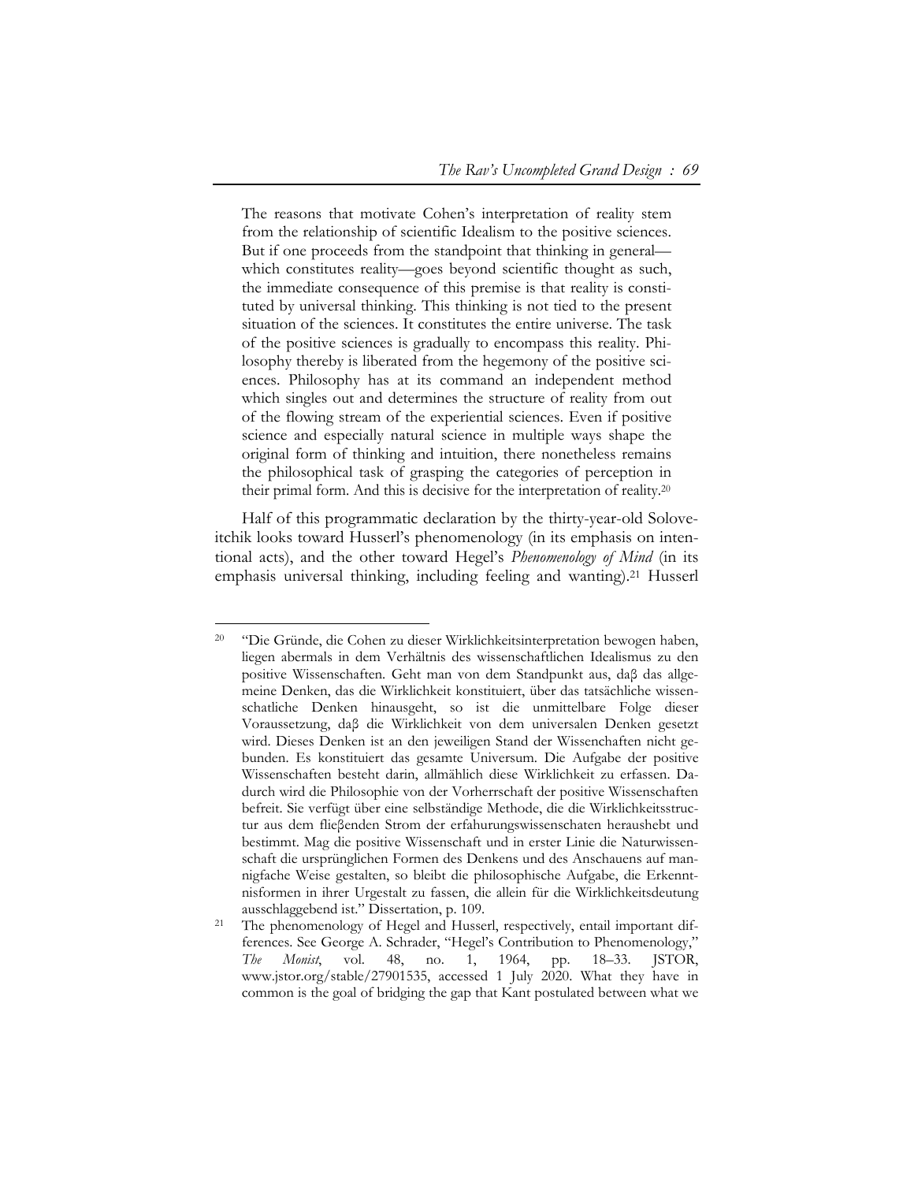> The reasons that motivate Cohen's interpretation of reality stem from the relationship of scientific Idealism to the positive sciences. But if one proceeds from the standpoint that thinking in general—which constitutes reality—goes beyond scientific thought as such, the immediate consequence of this premise is that reality is constituted by universal thinking. This thinking is not tied to the present situation of the sciences. It constitutes the entire universe. The task of the positive sciences is gradually to encompass this reality. Philosophy thereby is liberated from the hegemony of the positive sciences. Philosophy has at its command an independent method which singles out and determines the structure of reality from out of the flowing stream of the experiential sciences. Even if positive science and especially natural science in multiple ways shape the original form of thinking and intuition, there nonetheless remains the philosophical task of grasping the categories of perception in their primal form. And this is decisive for the interpretation of reality.[20]

Half of this programmatic declaration by the thirty-year-old Soloveitchik looks toward Husserl's phenomenology (in its emphasis on intentional acts), and the other toward Hegel's *Phenomenology of Mind* (in its emphasis universal thinking, including feeling and wanting).[21] Husserl

---

[20] "Die Gründe, die Cohen zu dieser Wirklichkeitsinterpretation bewogen haben, liegen abermals in dem Verhältnis des wissenschaftlichen Idealismus zu den positive Wissenschaften. Geht man von dem Standpunkt aus, daβ das allgemeine Denken, das die Wirklichkeit konstituiert, über das tatsächliche wissenschatliche Denken hinausgeht, so ist die unmittelbare Folge dieser Voraussetzung, daβ die Wirklichkeit von dem universalen Denken gesetzt wird. Dieses Denken ist an den jeweiligen Stand der Wissenchaften nicht gebunden. Es konstituiert das gesamte Universum. Die Aufgabe der positive Wissenschaften besteht darin, allmählich diese Wirklichkeit zu erfassen. Dadurch wird die Philosophie von der Vorherrschaft der positive Wissenschaften befreit. Sie verfügt über eine selbständige Methode, die die Wirklichkeitsstructur aus dem flieβenden Strom der erfahurungswissenschaten heraushebt und bestimmt. Mag die positive Wissenschaft und in erster Linie die Naturwissenschaft die ursprünglichen Formen des Denkens und des Anschauens auf mannigfache Weise gestalten, so bleibt die philosophische Aufgabe, die Erkenntnisformen in ihrer Urgestalt zu fassen, die allein für die Wirklichkeitsdeutung ausschlaggebend ist." Dissertation, p. 109.

[21] The phenomenology of Hegel and Husserl, respectively, entail important differences. See George A. Schrader, "Hegel's Contribution to Phenomenology," *The Monist*, vol. 48, no. 1, 1964, pp. 18–33. JSTOR, www.jstor.org/stable/27901535, accessed 1 July 2020. What they have in common is the goal of bridging the gap that Kant postulated between what we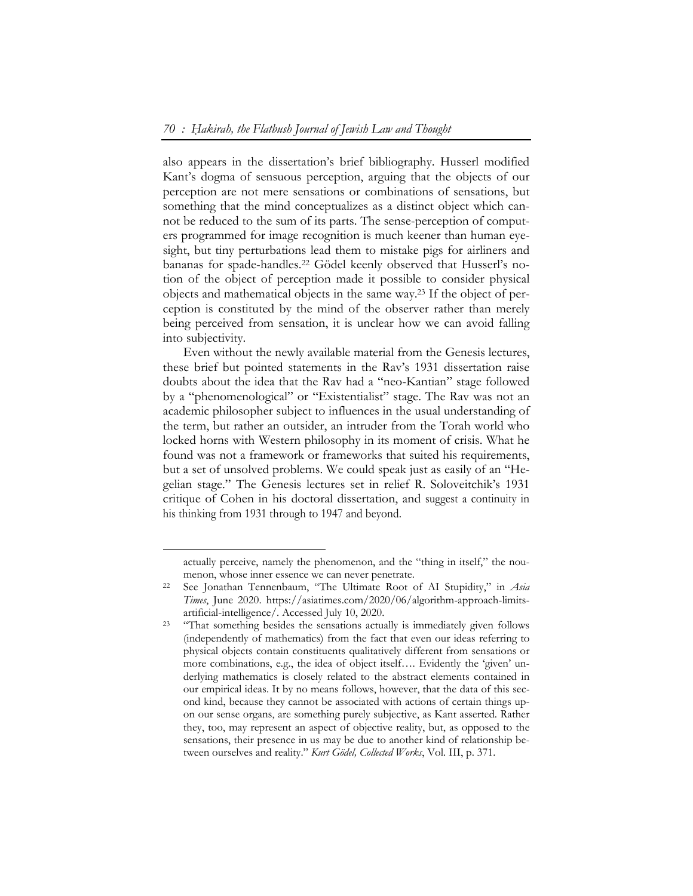also appears in the dissertation's brief bibliography. Husserl modified Kant's dogma of sensuous perception, arguing that the objects of our perception are not mere sensations or combinations of sensations, but something that the mind conceptualizes as a distinct object which cannot be reduced to the sum of its parts. The sense-perception of computers programmed for image recognition is much keener than human eyesight, but tiny perturbations lead them to mistake pigs for airliners and bananas for spade-handles.[22] Gödel keenly observed that Husserl's notion of the object of perception made it possible to consider physical objects and mathematical objects in the same way.[23] If the object of perception is constituted by the mind of the observer rather than merely being perceived from sensation, it is unclear how we can avoid falling into subjectivity.

Even without the newly available material from the Genesis lectures, these brief but pointed statements in the Rav's 1931 dissertation raise doubts about the idea that the Rav had a "neo-Kantian" stage followed by a "phenomenological" or "Existentialist" stage. The Rav was not an academic philosopher subject to influences in the usual understanding of the term, but rather an outsider, an intruder from the Torah world who locked horns with Western philosophy in its moment of crisis. What he found was not a framework or frameworks that suited his requirements, but a set of unsolved problems. We could speak just as easily of an "Hegelian stage." The Genesis lectures set in relief R. Soloveitchik's 1931 critique of Cohen in his doctoral dissertation, and suggest a continuity in his thinking from 1931 through to 1947 and beyond.

---

actually perceive, namely the phenomenon, and the "thing in itself," the noumenon, whose inner essence we can never penetrate.

[22] See Jonathan Tennenbaum, "The Ultimate Root of AI Stupidity," in *Asia Times*, June 2020. https://asiatimes.com/2020/06/algorithm-approach-limits-artificial-intelligence/. Accessed July 10, 2020.

[23] "That something besides the sensations actually is immediately given follows (independently of mathematics) from the fact that even our ideas referring to physical objects contain constituents qualitatively different from sensations or more combinations, e.g., the idea of object itself…. Evidently the 'given' underlying mathematics is closely related to the abstract elements contained in our empirical ideas. It by no means follows, however, that the data of this second kind, because they cannot be associated with actions of certain things upon our sense organs, are something purely subjective, as Kant asserted. Rather they, too, may represent an aspect of objective reality, but, as opposed to the sensations, their presence in us may be due to another kind of relationship between ourselves and reality." *Kurt Gödel, Collected Works*, Vol. III, p. 371.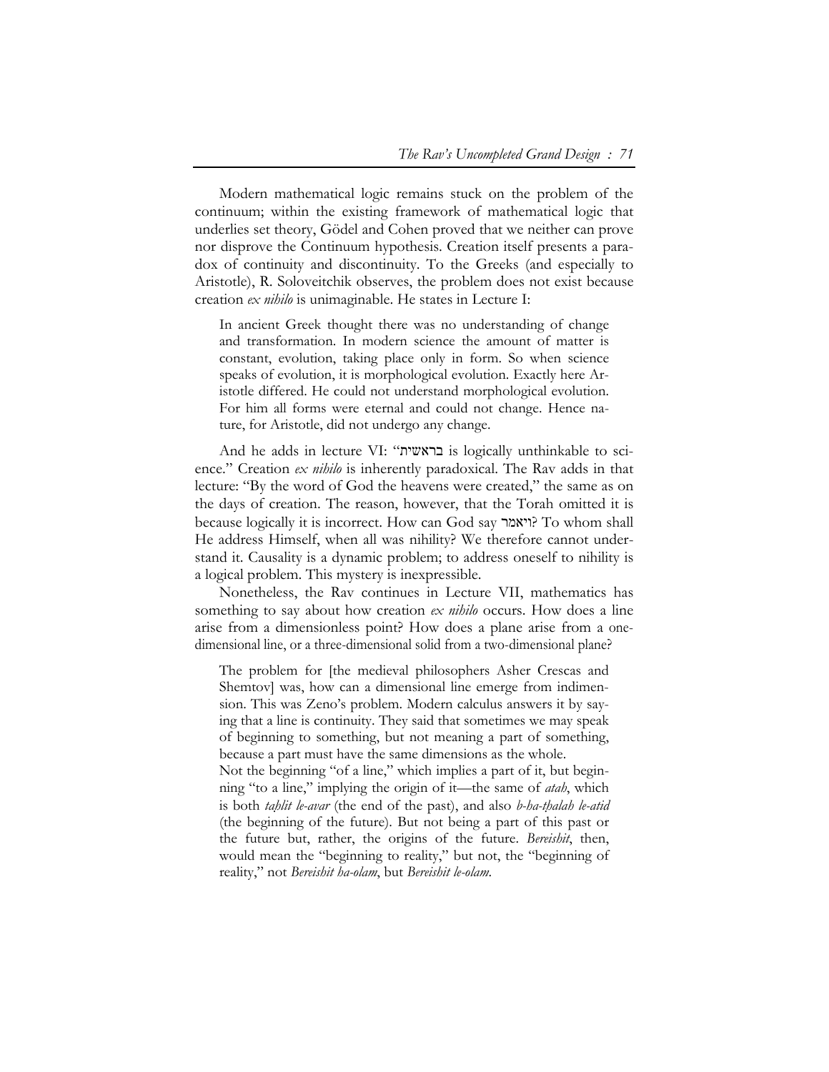Modern mathematical logic remains stuck on the problem of the continuum; within the existing framework of mathematical logic that underlies set theory, Gödel and Cohen proved that we neither can prove nor disprove the Continuum hypothesis. Creation itself presents a paradox of continuity and discontinuity. To the Greeks (and especially to Aristotle), R. Soloveitchik observes, the problem does not exist because creation *ex nihilo* is unimaginable. He states in Lecture I:

> In ancient Greek thought there was no understanding of change and transformation. In modern science the amount of matter is constant, evolution, taking place only in form. So when science speaks of evolution, it is morphological evolution. Exactly here Aristotle differed. He could not understand morphological evolution. For him all forms were eternal and could not change. Hence nature, for Aristotle, did not undergo any change.

And he adds in lecture VI: "בראשית is logically unthinkable to science." Creation *ex nihilo* is inherently paradoxical. The Rav adds in that lecture: "By the word of God the heavens were created," the same as on the days of creation. The reason, however, that the Torah omitted it is because logically it is incorrect. How can God say ויאמר? To whom shall He address Himself, when all was nihility? We therefore cannot understand it. Causality is a dynamic problem; to address oneself to nihility is a logical problem. This mystery is inexpressible.

Nonetheless, the Rav continues in Lecture VII, mathematics has something to say about how creation *ex nihilo* occurs. How does a line arise from a dimensionless point? How does a plane arise from a one-dimensional line, or a three-dimensional solid from a two-dimensional plane?

> The problem for [the medieval philosophers Asher Crescas and Shemtov] was, how can a dimensional line emerge from indimension. This was Zeno's problem. Modern calculus answers it by saying that a line is continuity. They said that sometimes we may speak of beginning to something, but not meaning a part of something, because a part must have the same dimensions as the whole.
>
> Not the beginning "of a line," which implies a part of it, but beginning "to a line," implying the origin of it—the same of *atah*, which is both *taḥlit le-avar* (the end of the past), and also *b-ha-tḥalah le-atid* (the beginning of the future). But not being a part of this past or the future but, rather, the origins of the future. *Bereishit*, then, would mean the "beginning to reality," but not, the "beginning of reality," not *Bereishit ha-olam*, but *Bereishit le-olam*.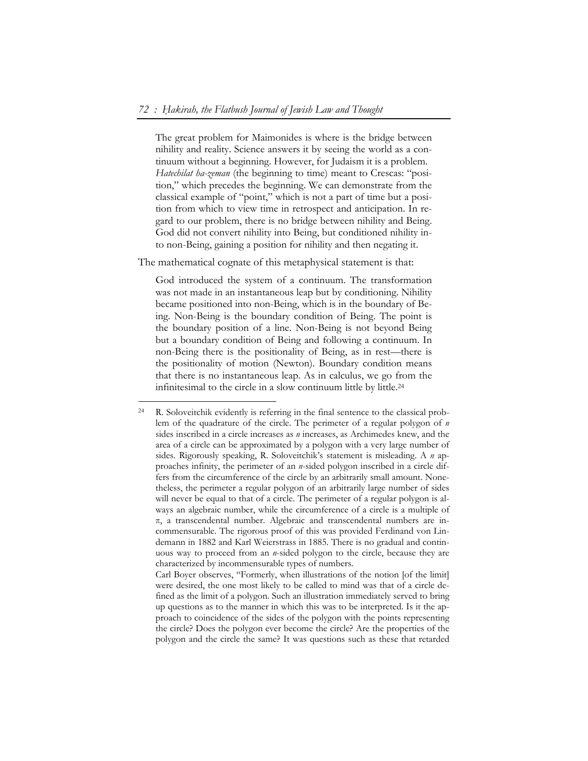> The great problem for Maimonides is where is the bridge between nihility and reality. Science answers it by seeing the world as a continuum without a beginning. However, for Judaism it is a problem. *Hatechilat ha-zeman* (the beginning to time) meant to Crescas: "position," which precedes the beginning. We can demonstrate from the classical example of "point," which is not a part of time but a position from which to view time in retrospect and anticipation. In regard to our problem, there is no bridge between nihility and Being. God did not convert nihility into Being, but conditioned nihility into non-Being, gaining a position for nihility and then negating it.

The mathematical cognate of this metaphysical statement is that:

> God introduced the system of a continuum. The transformation was not made in an instantaneous leap but by conditioning. Nihility became positioned into non-Being, which is in the boundary of Being. Non-Being is the boundary condition of Being. The point is the boundary position of a line. Non-Being is not beyond Being but a boundary condition of Being and following a continuum. In non-Being there is the positionality of Being, as in rest—there is the positionality of motion (Newton). Boundary condition means that there is no instantaneous leap. As in calculus, we go from the infinitesimal to the circle in a slow continuum little by little.[24]

---

[24] R. Soloveitchik evidently is referring in the final sentence to the classical problem of the quadrature of the circle. The perimeter of a regular polygon of $n$ sides inscribed in a circle increases as $n$ increases, as Archimedes knew, and the area of a circle can be approximated by a polygon with a very large number of sides. Rigorously speaking, R. Soloveitchik's statement is misleading. A $n$ approaches infinity, the perimeter of an $n$-sided polygon inscribed in a circle differs from the circumference of the circle by an arbitrarily small amount. Nonetheless, the perimeter a regular polygon of an arbitrarily large number of sides will never be equal to that of a circle. The perimeter of a regular polygon is always an algebraic number, while the circumference of a circle is a multiple of $\pi$, a transcendental number. Algebraic and transcendental numbers are incommensurable. The rigorous proof of this was provided Ferdinand von Lindemann in 1882 and Karl Weierstrass in 1885. There is no gradual and continuous way to proceed from an $n$-sided polygon to the circle, because they are characterized by incommensurable types of numbers.

Carl Boyer observes, "Formerly, when illustrations of the notion [of the limit] were desired, the one most likely to be called to mind was that of a circle defined as the limit of a polygon. Such an illustration immediately served to bring up questions as to the manner in which this was to be interpreted. Is it the approach to coincidence of the sides of the polygon with the points representing the circle? Does the polygon ever become the circle? Are the properties of the polygon and the circle the same? It was questions such as these that retarded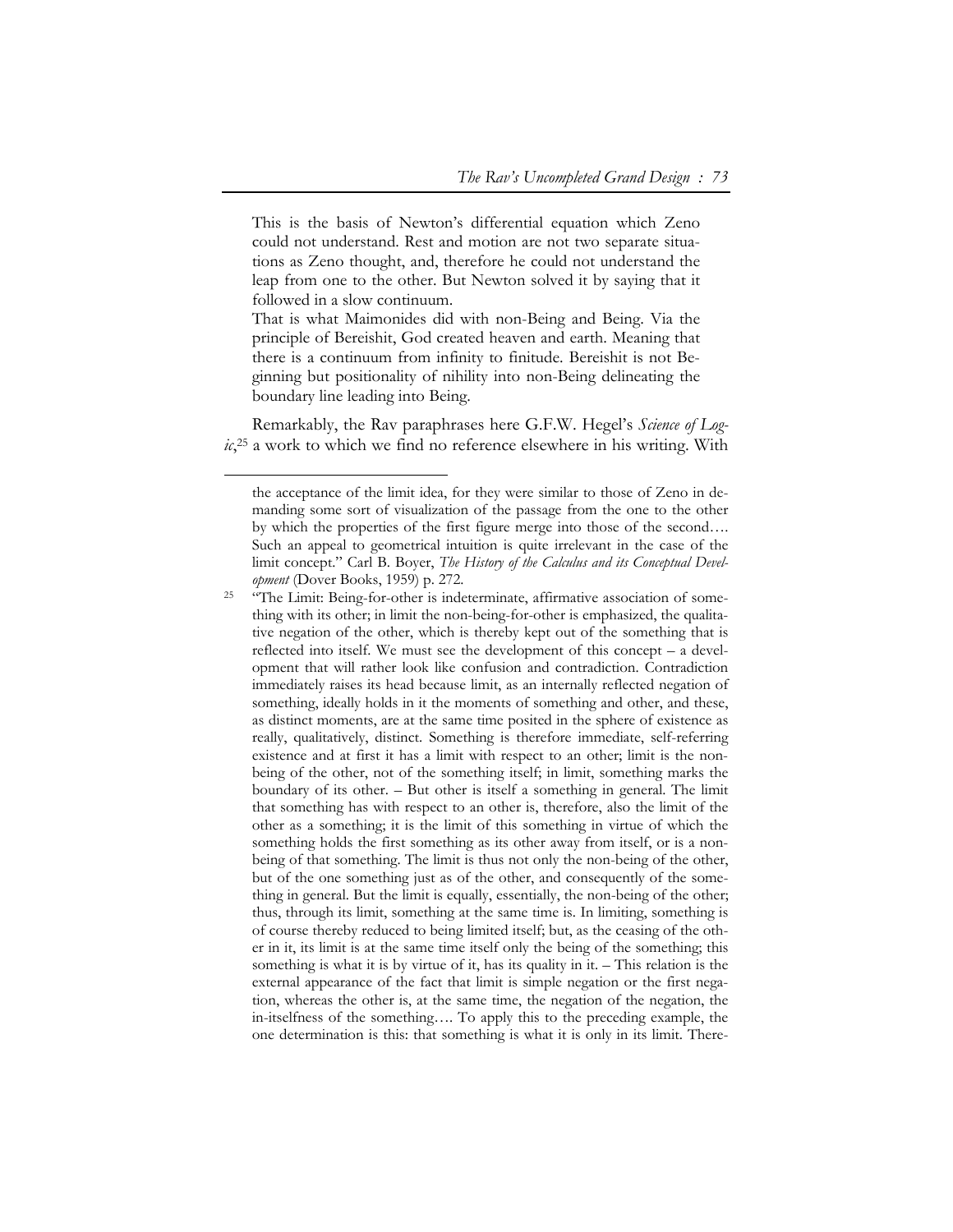This is the basis of Newton's differential equation which Zeno could not understand. Rest and motion are not two separate situations as Zeno thought, and, therefore he could not understand the leap from one to the other. But Newton solved it by saying that it followed in a slow continuum.

That is what Maimonides did with non-Being and Being. Via the principle of Bereishit, God created heaven and earth. Meaning that there is a continuum from infinity to finitude. Bereishit is not Beginning but positionality of nihility into non-Being delineating the boundary line leading into Being.

Remarkably, the Rav paraphrases here G.F.W. Hegel's *Science of Logic*,[25] a work to which we find no reference elsewhere in his writing. With

---

the acceptance of the limit idea, for they were similar to those of Zeno in demanding some sort of visualization of the passage from the one to the other by which the properties of the first figure merge into those of the second…. Such an appeal to geometrical intuition is quite irrelevant in the case of the limit concept." Carl B. Boyer, *The History of the Calculus and its Conceptual Development* (Dover Books, 1959) p. 272.

[25] "The Limit: Being-for-other is indeterminate, affirmative association of something with its other; in limit the non-being-for-other is emphasized, the qualitative negation of the other, which is thereby kept out of the something that is reflected into itself. We must see the development of this concept – a development that will rather look like confusion and contradiction. Contradiction immediately raises its head because limit, as an internally reflected negation of something, ideally holds in it the moments of something and other, and these, as distinct moments, are at the same time posited in the sphere of existence as really, qualitatively, distinct. Something is therefore immediate, self-referring existence and at first it has a limit with respect to an other; limit is the non-being of the other, not of the something itself; in limit, something marks the boundary of its other. – But other is itself a something in general. The limit that something has with respect to an other is, therefore, also the limit of the other as a something; it is the limit of this something in virtue of which the something holds the first something as its other away from itself, or is a non-being of that something. The limit is thus not only the non-being of the other, but of the one something just as of the other, and consequently of the something in general. But the limit is equally, essentially, the non-being of the other; thus, through its limit, something at the same time is. In limiting, something is of course thereby reduced to being limited itself; but, as the ceasing of the other in it, its limit is at the same time itself only the being of the something; this something is what it is by virtue of it, has its quality in it. – This relation is the external appearance of the fact that limit is simple negation or the first negation, whereas the other is, at the same time, the negation of the negation, the in-itselfness of the something…. To apply this to the preceding example, the one determination is this: that something is what it is only in its limit. There-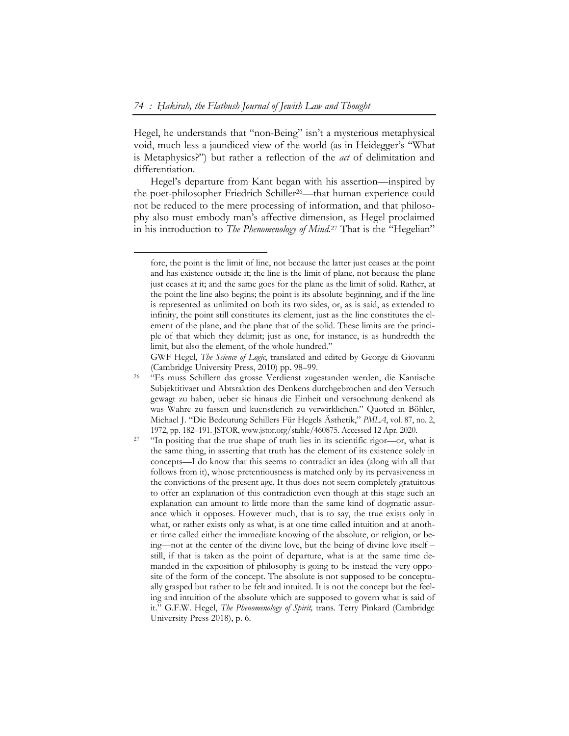Hegel, he understands that "non-Being" isn't a mysterious metaphysical void, much less a jaundiced view of the world (as in Heidegger's "What is Metaphysics?") but rather a reflection of the *act* of delimitation and differentiation.

Hegel's departure from Kant began with his assertion—inspired by the poet-philosopher Friedrich Schiller[26]—that human experience could not be reduced to the mere processing of information, and that philosophy also must embody man's affective dimension, as Hegel proclaimed in his introduction to *The Phenomenology of Mind*.[27] That is the "Hegelian"

---

fore, the point is the limit of line, not because the latter just ceases at the point and has existence outside it; the line is the limit of plane, not because the plane just ceases at it; and the same goes for the plane as the limit of solid. Rather, at the point the line also begins; the point is its absolute beginning, and if the line is represented as unlimited on both its two sides, or, as is said, as extended to infinity, the point still constitutes its element, just as the line constitutes the element of the plane, and the plane that of the solid. These limits are the principle of that which they delimit; just as one, for instance, is as hundredth the limit, but also the element, of the whole hundred."

GWF Hegel, *The Science of Logic*, translated and edited by George di Giovanni (Cambridge University Press, 2010) pp. 98–99.

[26] "Es muss Schillern das grosse Verdienst zugestanden werden, die Kantische Subjektitivaet und Abtsraktion des Denkens durchgebrochen and den Versuch gewagt zu haben, ueber sie hinaus die Einheit und versoehnung denkend als was Wahre zu fassen und kuenstlerich zu verwirklichen." Quoted in Böhler, Michael J. "Die Bedeutung Schillers Für Hegels Ästhetik," *PMLA*, vol. 87, no. 2, 1972, pp. 182–191. JSTOR, www.jstor.org/stable/460875. Accessed 12 Apr. 2020.

[27] "In positing that the true shape of truth lies in its scientific rigor—or, what is the same thing, in asserting that truth has the element of its existence solely in concepts—I do know that this seems to contradict an idea (along with all that follows from it), whose pretentiousness is matched only by its pervasiveness in the convictions of the present age. It thus does not seem completely gratuitous to offer an explanation of this contradiction even though at this stage such an explanation can amount to little more than the same kind of dogmatic assurance which it opposes. However much, that is to say, the true exists only in what, or rather exists only as what, is at one time called intuition and at another time called either the immediate knowing of the absolute, or religion, or being—not at the center of the divine love, but the being of divine love itself – still, if that is taken as the point of departure, what is at the same time demanded in the exposition of philosophy is going to be instead the very opposite of the form of the concept. The absolute is not supposed to be conceptually grasped but rather to be felt and intuited. It is not the concept but the feeling and intuition of the absolute which are supposed to govern what is said of it." G.F.W. Hegel, *The Phenomenology of Spirit,* trans. Terry Pinkard (Cambridge University Press 2018), p. 6.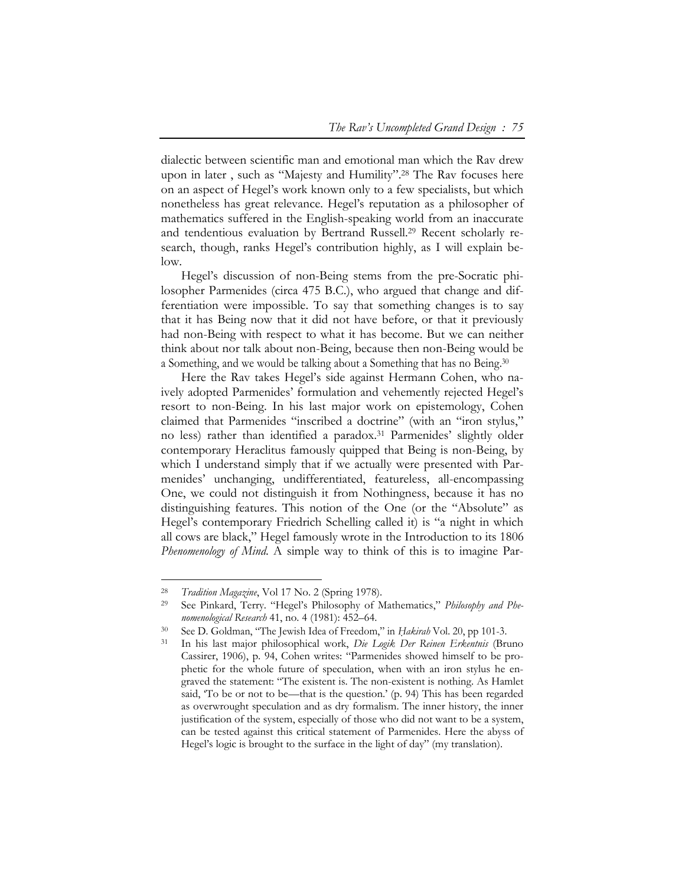dialectic between scientific man and emotional man which the Rav drew upon in later , such as "Majesty and Humility".[28] The Rav focuses here on an aspect of Hegel's work known only to a few specialists, but which nonetheless has great relevance. Hegel's reputation as a philosopher of mathematics suffered in the English-speaking world from an inaccurate and tendentious evaluation by Bertrand Russell.[29] Recent scholarly research, though, ranks Hegel's contribution highly, as I will explain below.

Hegel's discussion of non-Being stems from the pre-Socratic philosopher Parmenides (circa 475 B.C.), who argued that change and differentiation were impossible. To say that something changes is to say that it has Being now that it did not have before, or that it previously had non-Being with respect to what it has become. But we can neither think about nor talk about non-Being, because then non-Being would be a Something, and we would be talking about a Something that has no Being.[30]

Here the Rav takes Hegel's side against Hermann Cohen, who naively adopted Parmenides' formulation and vehemently rejected Hegel's resort to non-Being. In his last major work on epistemology, Cohen claimed that Parmenides "inscribed a doctrine" (with an "iron stylus," no less) rather than identified a paradox.[31] Parmenides' slightly older contemporary Heraclitus famously quipped that Being is non-Being, by which I understand simply that if we actually were presented with Parmenides' unchanging, undifferentiated, featureless, all-encompassing One, we could not distinguish it from Nothingness, because it has no distinguishing features. This notion of the One (or the "Absolute" as Hegel's contemporary Friedrich Schelling called it) is "a night in which all cows are black," Hegel famously wrote in the Introduction to its 1806 *Phenomenology of Mind.* A simple way to think of this is to imagine Par-

---

[28] *Tradition Magazine*, Vol 17 No. 2 (Spring 1978).

[29] See Pinkard, Terry. "Hegel's Philosophy of Mathematics," *Philosophy and Phenomenological Research* 41, no. 4 (1981): 452–64.

[30] See D. Goldman, "The Jewish Idea of Freedom," in *Ḥakirah* Vol. 20, pp 101-3.

[31] In his last major philosophical work, *Die Logik Der Reinen Erkentnis* (Bruno Cassirer, 1906), p. 94, Cohen writes: "Parmenides showed himself to be prophetic for the whole future of speculation, when with an iron stylus he engraved the statement: "The existent is. The non-existent is nothing. As Hamlet said, 'To be or not to be—that is the question.' (p. 94) This has been regarded as overwrought speculation and as dry formalism. The inner history, the inner justification of the system, especially of those who did not want to be a system, can be tested against this critical statement of Parmenides. Here the abyss of Hegel's logic is brought to the surface in the light of day" (my translation).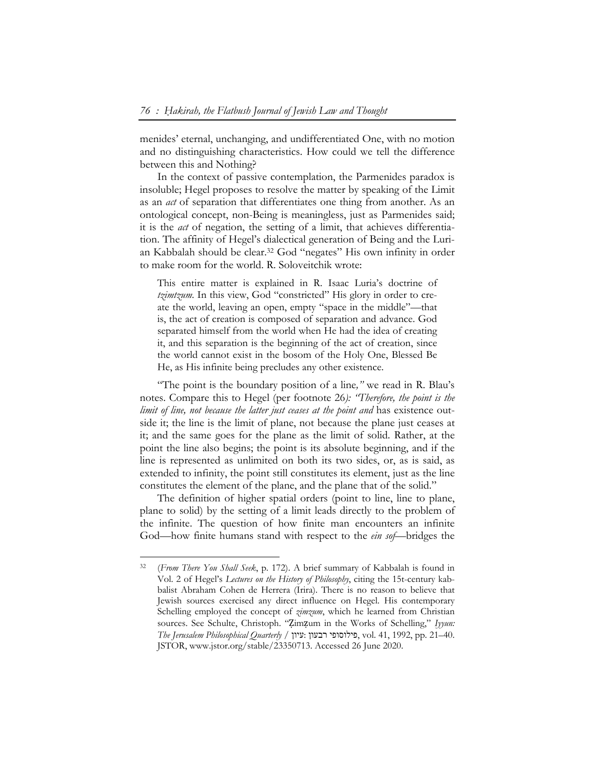menides' eternal, unchanging, and undifferentiated One, with no motion and no distinguishing characteristics. How could we tell the difference between this and Nothing?

In the context of passive contemplation, the Parmenides paradox is insoluble; Hegel proposes to resolve the matter by speaking of the Limit as an *act* of separation that differentiates one thing from another. As an ontological concept, non-Being is meaningless, just as Parmenides said; it is the *act* of negation, the setting of a limit, that achieves differentiation. The affinity of Hegel's dialectical generation of Being and the Lurian Kabbalah should be clear.[32] God "negates" His own infinity in order to make room for the world. R. Soloveitchik wrote:

> This entire matter is explained in R. Isaac Luria's doctrine of *tzimtzum*. In this view, God "constricted" His glory in order to create the world, leaving an open, empty "space in the middle"—that is, the act of creation is composed of separation and advance. God separated himself from the world when He had the idea of creating it, and this separation is the beginning of the act of creation, since the world cannot exist in the bosom of the Holy One, Blessed Be He, as His infinite being precludes any other existence.

"The point is the boundary position of a line*,"* we read in R. Blau's notes. Compare this to Hegel (per footnote 26*): "Therefore, the point is the limit of line, not because the latter just ceases at the point and* has existence outside it; the line is the limit of plane, not because the plane just ceases at it; and the same goes for the plane as the limit of solid. Rather, at the point the line also begins; the point is its absolute beginning, and if the line is represented as unlimited on both its two sides, or, as is said, as extended to infinity, the point still constitutes its element, just as the line constitutes the element of the plane, and the plane that of the solid."

The definition of higher spatial orders (point to line, line to plane, plane to solid) by the setting of a limit leads directly to the problem of the infinite. The question of how finite man encounters an infinite God—how finite humans stand with respect to the *ein sof*—bridges the

---

[32] (*From There You Shall Seek*, p. 172). A brief summary of Kabbalah is found in Vol. 2 of Hegel's *Lectures on the History of Philosophy*, citing the 15t-century kabbalist Abraham Cohen de Herrera (Irira). There is no reason to believe that Jewish sources exercised any direct influence on Hegel. His contemporary Schelling employed the concept of *zimzum*, which he learned from Christian sources. See Schulte, Christoph. "Ẓimẓum in the Works of Schelling," *Iyyun: The Jerusalem Philosophical Quarterly* / עיון: רבעון פילוסופי, vol. 41, 1992, pp. 21–40. JSTOR, www.jstor.org/stable/23350713. Accessed 26 June 2020.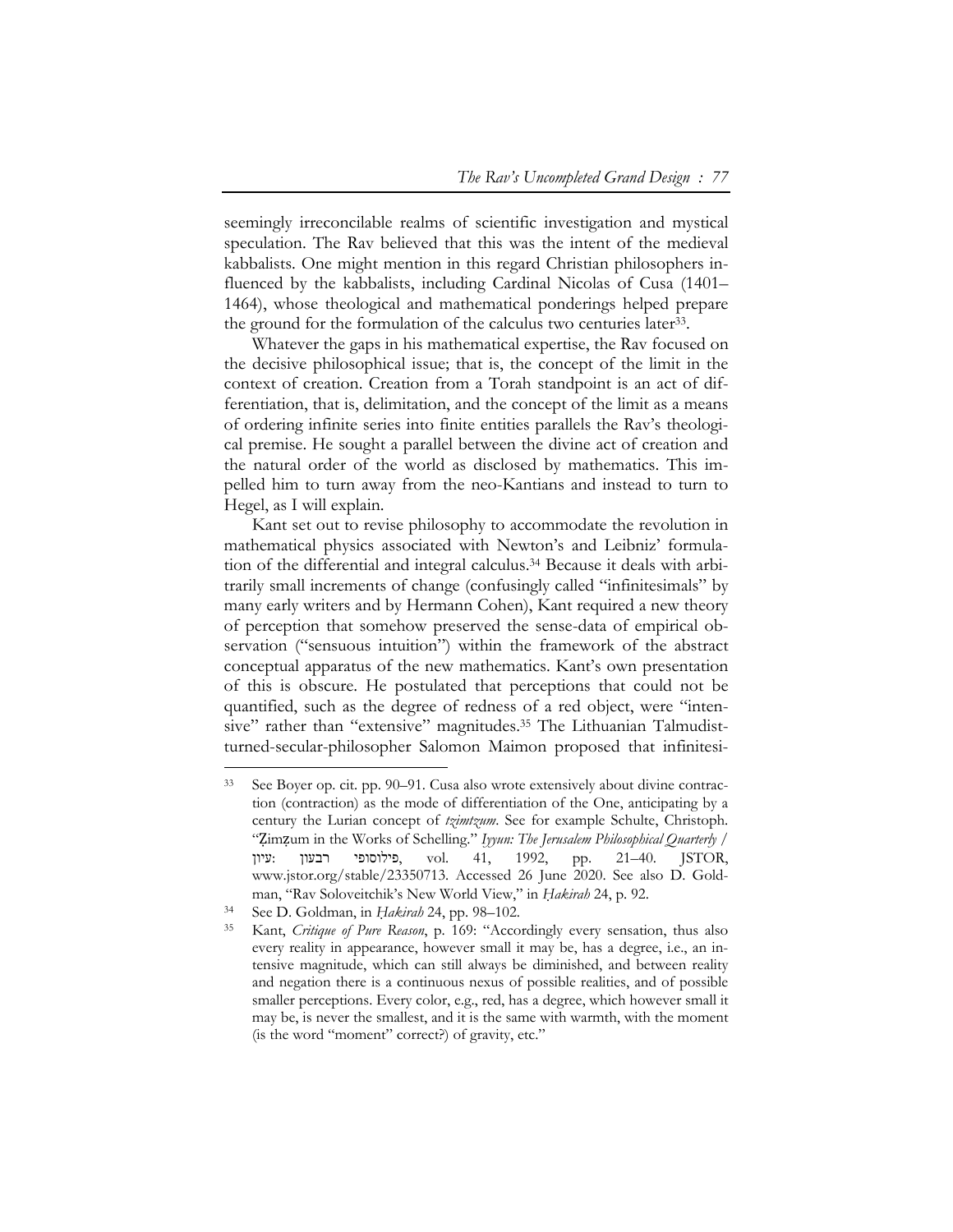seemingly irreconcilable realms of scientific investigation and mystical speculation. The Rav believed that this was the intent of the medieval kabbalists. One might mention in this regard Christian philosophers influenced by the kabbalists, including Cardinal Nicolas of Cusa (1401–1464), whose theological and mathematical ponderings helped prepare the ground for the formulation of the calculus two centuries later[33].

Whatever the gaps in his mathematical expertise, the Rav focused on the decisive philosophical issue; that is, the concept of the limit in the context of creation. Creation from a Torah standpoint is an act of differentiation, that is, delimitation, and the concept of the limit as a means of ordering infinite series into finite entities parallels the Rav's theological premise. He sought a parallel between the divine act of creation and the natural order of the world as disclosed by mathematics. This impelled him to turn away from the neo-Kantians and instead to turn to Hegel, as I will explain.

Kant set out to revise philosophy to accommodate the revolution in mathematical physics associated with Newton's and Leibniz' formulation of the differential and integral calculus.[34] Because it deals with arbitrarily small increments of change (confusingly called "infinitesimals" by many early writers and by Hermann Cohen), Kant required a new theory of perception that somehow preserved the sense-data of empirical observation ("sensuous intuition") within the framework of the abstract conceptual apparatus of the new mathematics. Kant's own presentation of this is obscure. He postulated that perceptions that could not be quantified, such as the degree of redness of a red object, were "intensive" rather than "extensive" magnitudes.[35] The Lithuanian Talmudist-turned-secular-philosopher Salomon Maimon proposed that infinitesi-

---

[33] See Boyer op. cit. pp. 90–91. Cusa also wrote extensively about divine contraction (contraction) as the mode of differentiation of the One, anticipating by a century the Lurian concept of *tzimtzum*. See for example Schulte, Christoph. "Ẓimẓum in the Works of Schelling." *Iyyun: The Jerusalem Philosophical Quarterly* / עיון: רבעון פילוסופי, vol. 41, 1992, pp. 21–40. JSTOR, www.jstor.org/stable/23350713. Accessed 26 June 2020. See also D. Goldman, "Rav Soloveitchik's New World View," in *Ḥakirah* 24, p. 92.

[34] See D. Goldman, in *Ḥakirah* 24, pp. 98–102.

[35] Kant, *Critique of Pure Reason*, p. 169: "Accordingly every sensation, thus also every reality in appearance, however small it may be, has a degree, i.e., an intensive magnitude, which can still always be diminished, and between reality and negation there is a continuous nexus of possible realities, and of possible smaller perceptions. Every color, e.g., red, has a degree, which however small it may be, is never the smallest, and it is the same with warmth, with the moment (is the word "moment" correct?) of gravity, etc."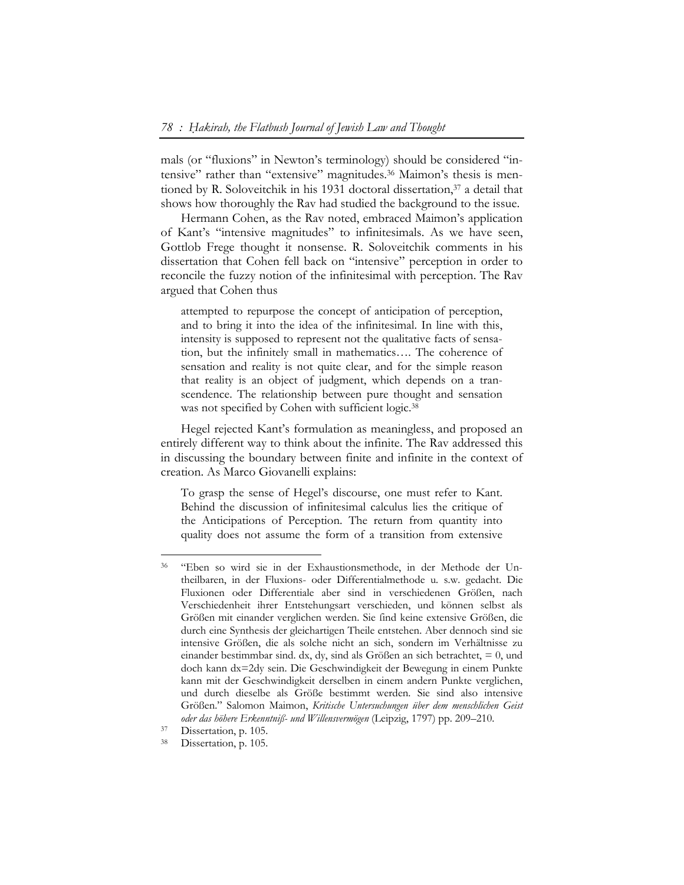mals (or "fluxions" in Newton's terminology) should be considered "intensive" rather than "extensive" magnitudes.[36] Maimon's thesis is mentioned by R. Soloveitchik in his 1931 doctoral dissertation,[37] a detail that shows how thoroughly the Rav had studied the background to the issue.

Hermann Cohen, as the Rav noted, embraced Maimon's application of Kant's "intensive magnitudes" to infinitesimals. As we have seen, Gottlob Frege thought it nonsense. R. Soloveitchik comments in his dissertation that Cohen fell back on "intensive" perception in order to reconcile the fuzzy notion of the infinitesimal with perception. The Rav argued that Cohen thus

> attempted to repurpose the concept of anticipation of perception, and to bring it into the idea of the infinitesimal. In line with this, intensity is supposed to represent not the qualitative facts of sensation, but the infinitely small in mathematics…. The coherence of sensation and reality is not quite clear, and for the simple reason that reality is an object of judgment, which depends on a transcendence. The relationship between pure thought and sensation was not specified by Cohen with sufficient logic.[38]

Hegel rejected Kant's formulation as meaningless, and proposed an entirely different way to think about the infinite. The Rav addressed this in discussing the boundary between finite and infinite in the context of creation. As Marco Giovanelli explains:

> To grasp the sense of Hegel's discourse, one must refer to Kant. Behind the discussion of infinitesimal calculus lies the critique of the Anticipations of Perception. The return from quantity into quality does not assume the form of a transition from extensive

---

[36] "Eben so wird sie in der Exhaustionsmethode, in der Methode der Untheilbaren, in der Fluxions- oder Differentialmethode u. s.w. gedacht. Die Fluxionen oder Differentiale aber sind in verschiedenen Größen, nach Verschiedenheit ihrer Entstehungsart verschieden, und können selbst als Größen mit einander verglichen werden. Sie find keine extensive Größen, die durch eine Synthesis der gleichartigen Theile entstehen. Aber dennoch sind sie intensive Größen, die als solche nicht an sich, sondern im Verhältnisse zu einander bestimmbar sind. dx, dy, sind als Größen an sich betrachtet, = 0, und doch kann dx=2dy sein. Die Geschwindigkeit der Bewegung in einem Punkte kann mit der Geschwindigkeit derselben in einem andern Punkte verglichen, und durch dieselbe als Größe bestimmt werden. Sie sind also intensive Größen." Salomon Maimon, *Kritische Untersuchungen über dem menschlichen Geist oder das höhere Erkenntniß- und Willensvermögen* (Leipzig, 1797) pp. 209–210.

[37] Dissertation, p. 105.

[38] Dissertation, p. 105.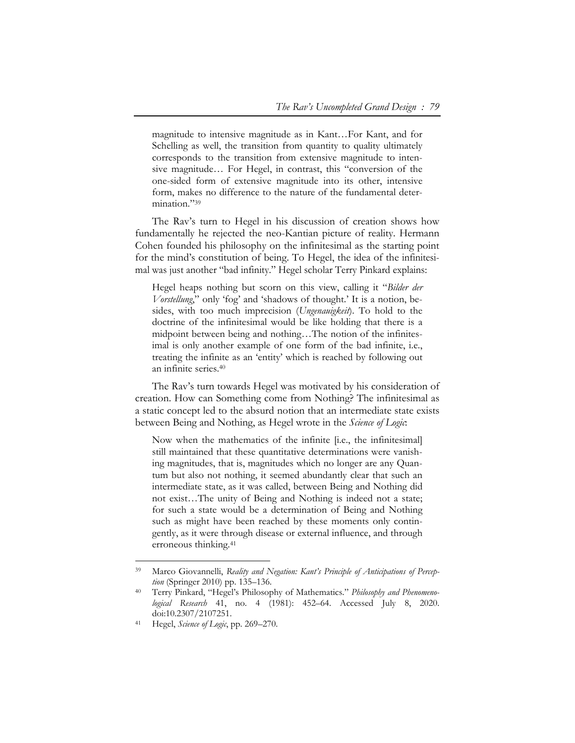> magnitude to intensive magnitude as in Kant…For Kant, and for Schelling as well, the transition from quantity to quality ultimately corresponds to the transition from extensive magnitude to intensive magnitude… For Hegel, in contrast, this "conversion of the one-sided form of extensive magnitude into its other, intensive form, makes no difference to the nature of the fundamental determination."[39]

The Rav's turn to Hegel in his discussion of creation shows how fundamentally he rejected the neo-Kantian picture of reality. Hermann Cohen founded his philosophy on the infinitesimal as the starting point for the mind's constitution of being. To Hegel, the idea of the infinitesimal was just another "bad infinity." Hegel scholar Terry Pinkard explains:

> Hegel heaps nothing but scorn on this view, calling it "*Bilder der Vorstellung*," only 'fog' and 'shadows of thought.' It is a notion, besides, with too much imprecision (*Ungenauigkeit*). To hold to the doctrine of the infinitesimal would be like holding that there is a midpoint between being and nothing…The notion of the infinitesimal is only another example of one form of the bad infinite, i.e., treating the infinite as an 'entity' which is reached by following out an infinite series.[40]

The Rav's turn towards Hegel was motivated by his consideration of creation. How can Something come from Nothing? The infinitesimal as a static concept led to the absurd notion that an intermediate state exists between Being and Nothing, as Hegel wrote in the *Science of Logic*:

> Now when the mathematics of the infinite [i.e., the infinitesimal] still maintained that these quantitative determinations were vanishing magnitudes, that is, magnitudes which no longer are any Quantum but also not nothing, it seemed abundantly clear that such an intermediate state, as it was called, between Being and Nothing did not exist…The unity of Being and Nothing is indeed not a state; for such a state would be a determination of Being and Nothing such as might have been reached by these moments only contingently, as it were through disease or external influence, and through erroneous thinking.[41]

---

[39] Marco Giovannelli, *Reality and Negation: Kant's Principle of Anticipations of Perception* (Springer 2010) pp. 135–136.

[40] Terry Pinkard, "Hegel's Philosophy of Mathematics." *Philosophy and Phenomenological Research* 41, no. 4 (1981): 452–64. Accessed July 8, 2020. doi:10.2307/2107251.

[41] Hegel, *Science of Logic*, pp. 269–270.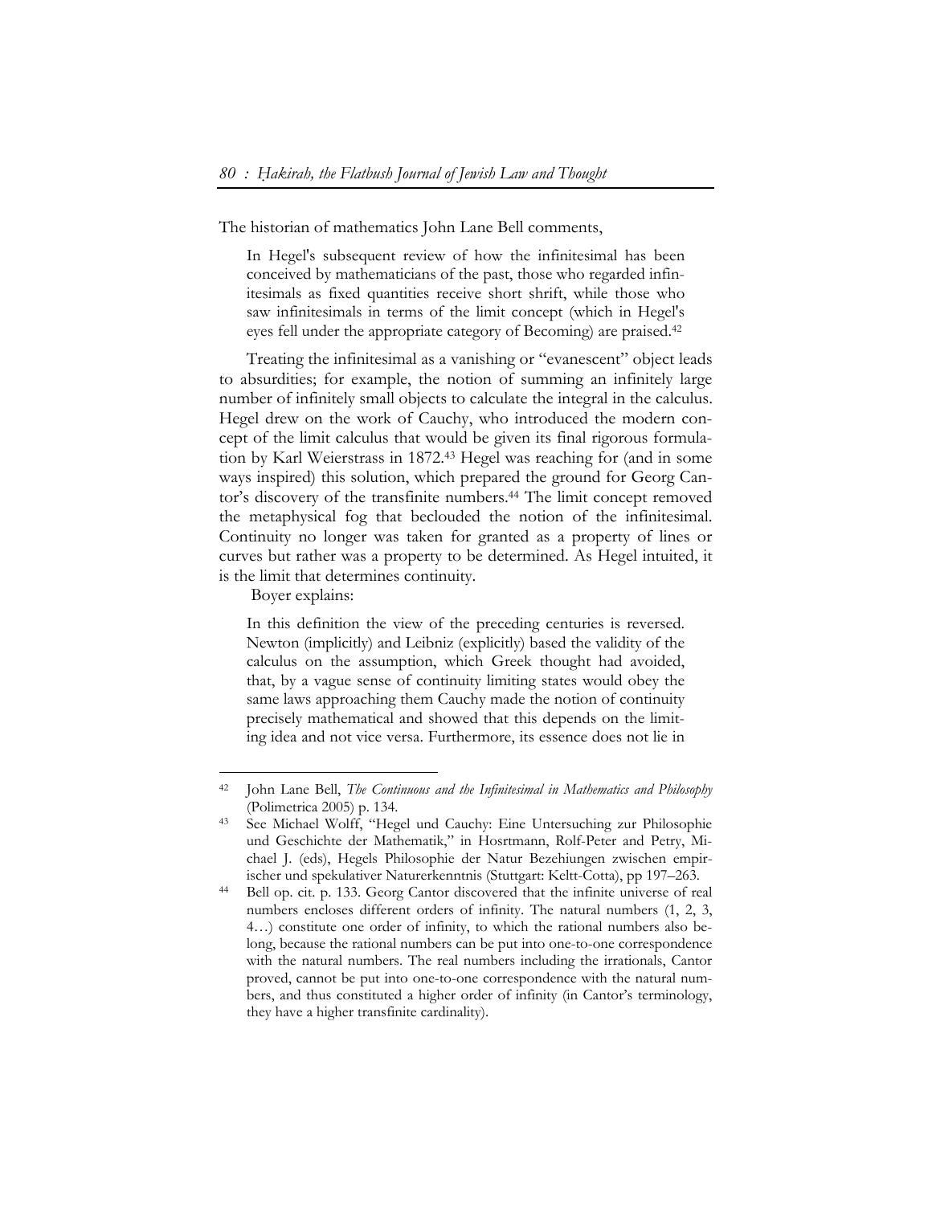The historian of mathematics John Lane Bell comments,

> In Hegel's subsequent review of how the infinitesimal has been conceived by mathematicians of the past, those who regarded infinitesimals as fixed quantities receive short shrift, while those who saw infinitesimals in terms of the limit concept (which in Hegel's eyes fell under the appropriate category of Becoming) are praised.[42]

Treating the infinitesimal as a vanishing or "evanescent" object leads to absurdities; for example, the notion of summing an infinitely large number of infinitely small objects to calculate the integral in the calculus. Hegel drew on the work of Cauchy, who introduced the modern concept of the limit calculus that would be given its final rigorous formulation by Karl Weierstrass in 1872.[43] Hegel was reaching for (and in some ways inspired) this solution, which prepared the ground for Georg Cantor's discovery of the transfinite numbers.[44] The limit concept removed the metaphysical fog that beclouded the notion of the infinitesimal. Continuity no longer was taken for granted as a property of lines or curves but rather was a property to be determined. As Hegel intuited, it is the limit that determines continuity.

Boyer explains:

> In this definition the view of the preceding centuries is reversed. Newton (implicitly) and Leibniz (explicitly) based the validity of the calculus on the assumption, which Greek thought had avoided, that, by a vague sense of continuity limiting states would obey the same laws approaching them Cauchy made the notion of continuity precisely mathematical and showed that this depends on the limiting idea and not vice versa. Furthermore, its essence does not lie in

---

[42] John Lane Bell, *The Continuous and the Infinitesimal in Mathematics and Philosophy* (Polimetrica 2005) p. 134.

[43] See Michael Wolff, "Hegel und Cauchy: Eine Untersuching zur Philosophie und Geschichte der Mathematik," in Hosrtmann, Rolf-Peter and Petry, Michael J. (eds), Hegels Philosophie der Natur Bezehiungen zwischen empirischer und spekulativer Naturerkenntnis (Stuttgart: Keltt-Cotta), pp 197–263.

[44] Bell op. cit. p. 133. Georg Cantor discovered that the infinite universe of real numbers encloses different orders of infinity. The natural numbers (1, 2, 3, 4…) constitute one order of infinity, to which the rational numbers also belong, because the rational numbers can be put into one-to-one correspondence with the natural numbers. The real numbers including the irrationals, Cantor proved, cannot be put into one-to-one correspondence with the natural numbers, and thus constituted a higher order of infinity (in Cantor's terminology, they have a higher transfinite cardinality).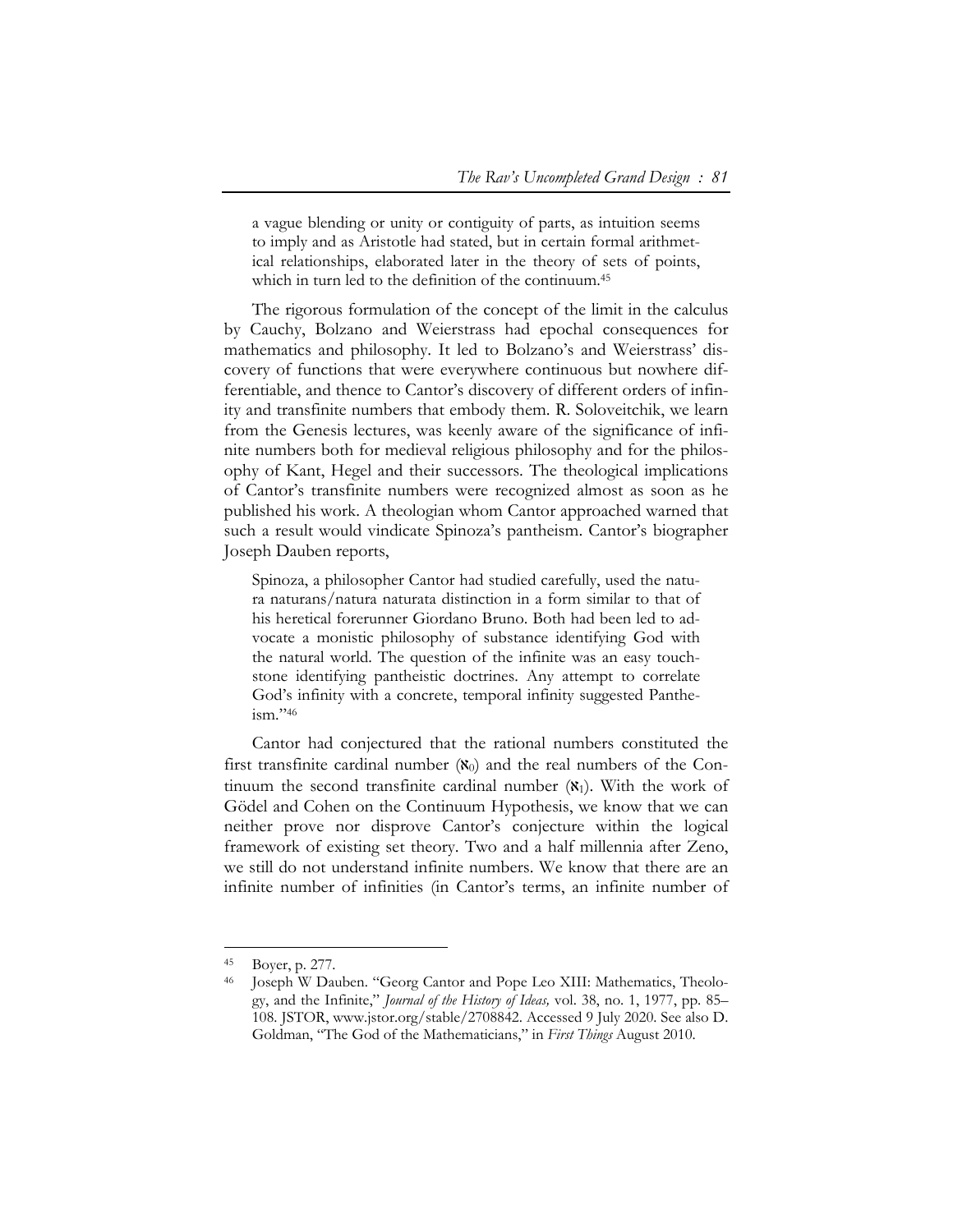> a vague blending or unity or contiguity of parts, as intuition seems to imply and as Aristotle had stated, but in certain formal arithmetical relationships, elaborated later in the theory of sets of points, which in turn led to the definition of the continuum.[45]

The rigorous formulation of the concept of the limit in the calculus by Cauchy, Bolzano and Weierstrass had epochal consequences for mathematics and philosophy. It led to Bolzano's and Weierstrass' discovery of functions that were everywhere continuous but nowhere differentiable, and thence to Cantor's discovery of different orders of infinity and transfinite numbers that embody them. R. Soloveitchik, we learn from the Genesis lectures, was keenly aware of the significance of infinite numbers both for medieval religious philosophy and for the philosophy of Kant, Hegel and their successors. The theological implications of Cantor's transfinite numbers were recognized almost as soon as he published his work. A theologian whom Cantor approached warned that such a result would vindicate Spinoza's pantheism. Cantor's biographer Joseph Dauben reports,

> Spinoza, a philosopher Cantor had studied carefully, used the natura naturans/natura naturata distinction in a form similar to that of his heretical forerunner Giordano Bruno. Both had been led to advocate a monistic philosophy of substance identifying God with the natural world. The question of the infinite was an easy touchstone identifying pantheistic doctrines. Any attempt to correlate God's infinity with a concrete, temporal infinity suggested Pantheism."[46]

Cantor had conjectured that the rational numbers constituted the first transfinite cardinal number ($\aleph_0$) and the real numbers of the Continuum the second transfinite cardinal number ($\aleph_1$). With the work of Gödel and Cohen on the Continuum Hypothesis, we know that we can neither prove nor disprove Cantor's conjecture within the logical framework of existing set theory. Two and a half millennia after Zeno, we still do not understand infinite numbers. We know that there are an infinite number of infinities (in Cantor's terms, an infinite number of

---

[45] Boyer, p. 277.

[46] Joseph W Dauben. "Georg Cantor and Pope Leo XIII: Mathematics, Theology, and the Infinite," *Journal of the History of Ideas,* vol. 38, no. 1, 1977, pp. 85–108. JSTOR, www.jstor.org/stable/2708842. Accessed 9 July 2020. See also D. Goldman, "The God of the Mathematicians," in *First Things* August 2010.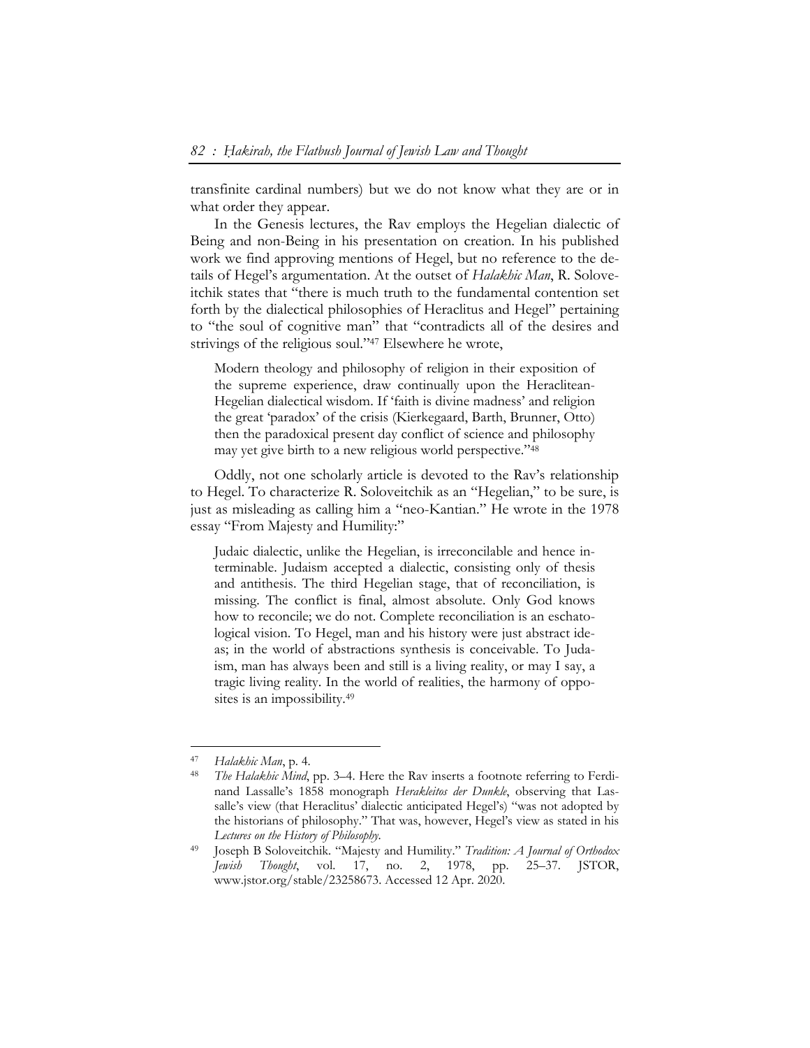transfinite cardinal numbers) but we do not know what they are or in what order they appear.

In the Genesis lectures, the Rav employs the Hegelian dialectic of Being and non-Being in his presentation on creation. In his published work we find approving mentions of Hegel, but no reference to the details of Hegel's argumentation. At the outset of *Halakhic Man*, R. Soloveitchik states that "there is much truth to the fundamental contention set forth by the dialectical philosophies of Heraclitus and Hegel" pertaining to "the soul of cognitive man" that "contradicts all of the desires and strivings of the religious soul."[47] Elsewhere he wrote,

> Modern theology and philosophy of religion in their exposition of the supreme experience, draw continually upon the Heraclitean-Hegelian dialectical wisdom. If 'faith is divine madness' and religion the great 'paradox' of the crisis (Kierkegaard, Barth, Brunner, Otto) then the paradoxical present day conflict of science and philosophy may yet give birth to a new religious world perspective."[48]

Oddly, not one scholarly article is devoted to the Rav's relationship to Hegel. To characterize R. Soloveitchik as an "Hegelian," to be sure, is just as misleading as calling him a "neo-Kantian." He wrote in the 1978 essay "From Majesty and Humility:"

> Judaic dialectic, unlike the Hegelian, is irreconcilable and hence interminable. Judaism accepted a dialectic, consisting only of thesis and antithesis. The third Hegelian stage, that of reconciliation, is missing. The conflict is final, almost absolute. Only God knows how to reconcile; we do not. Complete reconciliation is an eschatological vision. To Hegel, man and his history were just abstract ideas; in the world of abstractions synthesis is conceivable. To Judaism, man has always been and still is a living reality, or may I say, a tragic living reality. In the world of realities, the harmony of opposites is an impossibility.[49]

---

[47] *Halakhic Man*, p. 4.

[48] *The Halakhic Mind*, pp. 3–4. Here the Rav inserts a footnote referring to Ferdinand Lassalle's 1858 monograph *Herakleitos der Dunkle*, observing that Lassalle's view (that Heraclitus' dialectic anticipated Hegel's) "was not adopted by the historians of philosophy." That was, however, Hegel's view as stated in his *Lectures on the History of Philosophy*.

[49] Joseph B Soloveitchik. "Majesty and Humility." *Tradition: A Journal of Orthodox Jewish Thought*, vol. 17, no. 2, 1978, pp. 25–37. JSTOR, www.jstor.org/stable/23258673. Accessed 12 Apr. 2020.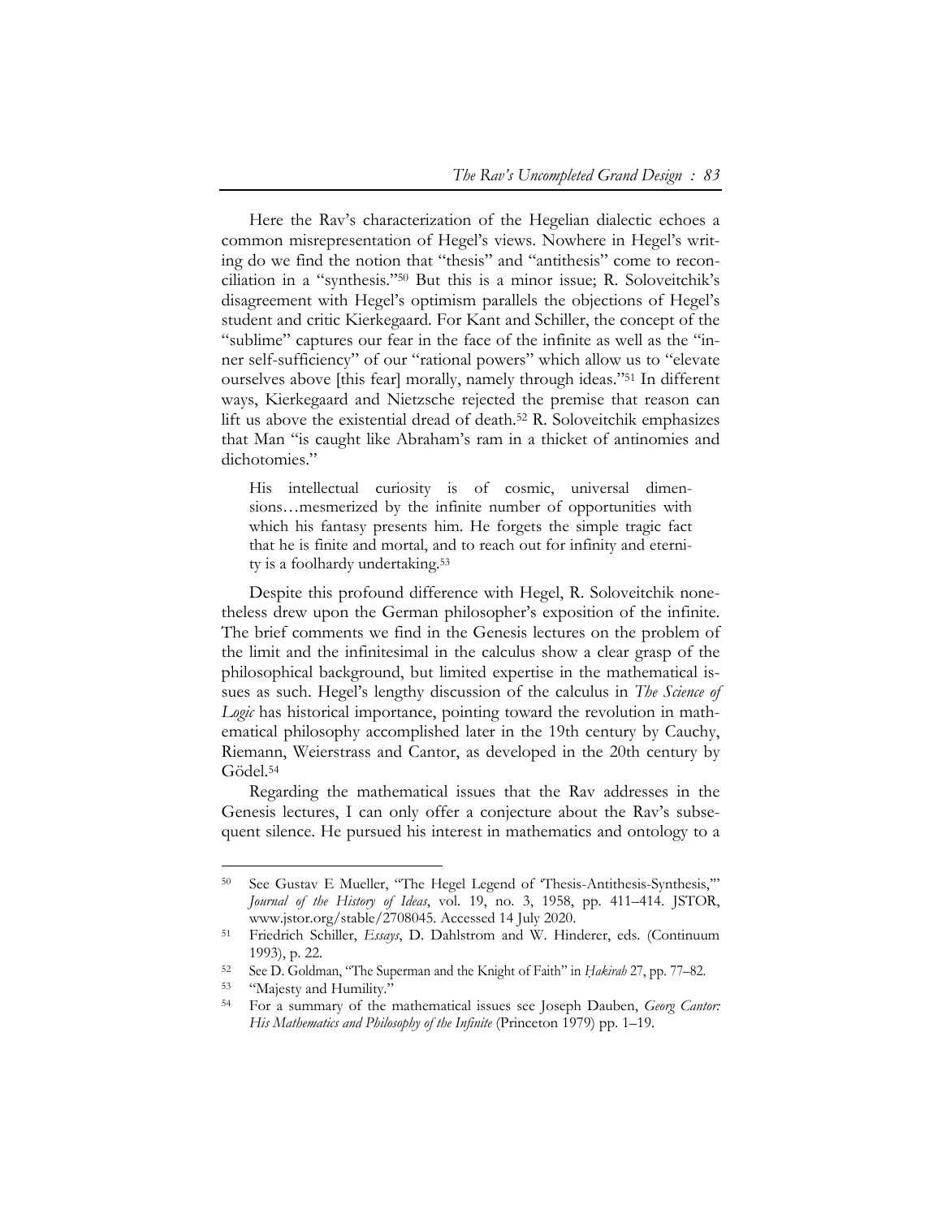Here the Rav's characterization of the Hegelian dialectic echoes a common misrepresentation of Hegel's views. Nowhere in Hegel's writing do we find the notion that "thesis" and "antithesis" come to reconciliation in a "synthesis."[50] But this is a minor issue; R. Soloveitchik's disagreement with Hegel's optimism parallels the objections of Hegel's student and critic Kierkegaard. For Kant and Schiller, the concept of the "sublime" captures our fear in the face of the infinite as well as the "inner self-sufficiency" of our "rational powers" which allow us to "elevate ourselves above [this fear] morally, namely through ideas."[51] In different ways, Kierkegaard and Nietzsche rejected the premise that reason can lift us above the existential dread of death.[52] R. Soloveitchik emphasizes that Man "is caught like Abraham's ram in a thicket of antinomies and dichotomies."

> His intellectual curiosity is of cosmic, universal dimensions…mesmerized by the infinite number of opportunities with which his fantasy presents him. He forgets the simple tragic fact that he is finite and mortal, and to reach out for infinity and eternity is a foolhardy undertaking.[53]

Despite this profound difference with Hegel, R. Soloveitchik nonetheless drew upon the German philosopher's exposition of the infinite. The brief comments we find in the Genesis lectures on the problem of the limit and the infinitesimal in the calculus show a clear grasp of the philosophical background, but limited expertise in the mathematical issues as such. Hegel's lengthy discussion of the calculus in *The Science of Logic* has historical importance, pointing toward the revolution in mathematical philosophy accomplished later in the 19th century by Cauchy, Riemann, Weierstrass and Cantor, as developed in the 20th century by Gödel.[54]

Regarding the mathematical issues that the Rav addresses in the Genesis lectures, I can only offer a conjecture about the Rav's subsequent silence. He pursued his interest in mathematics and ontology to a

---

[50] See Gustav E Mueller, "The Hegel Legend of 'Thesis-Antithesis-Synthesis,'" *Journal of the History of Ideas*, vol. 19, no. 3, 1958, pp. 411–414. JSTOR, www.jstor.org/stable/2708045. Accessed 14 July 2020.

[51] Friedrich Schiller, *Essays*, D. Dahlstrom and W. Hinderer, eds. (Continuum 1993), p. 22.

[52] See D. Goldman, "The Superman and the Knight of Faith" in *Ḥakirah* 27, pp. 77–82.

[53] "Majesty and Humility."

[54] For a summary of the mathematical issues see Joseph Dauben, *Georg Cantor: His Mathematics and Philosophy of the Infinite* (Princeton 1979) pp. 1–19.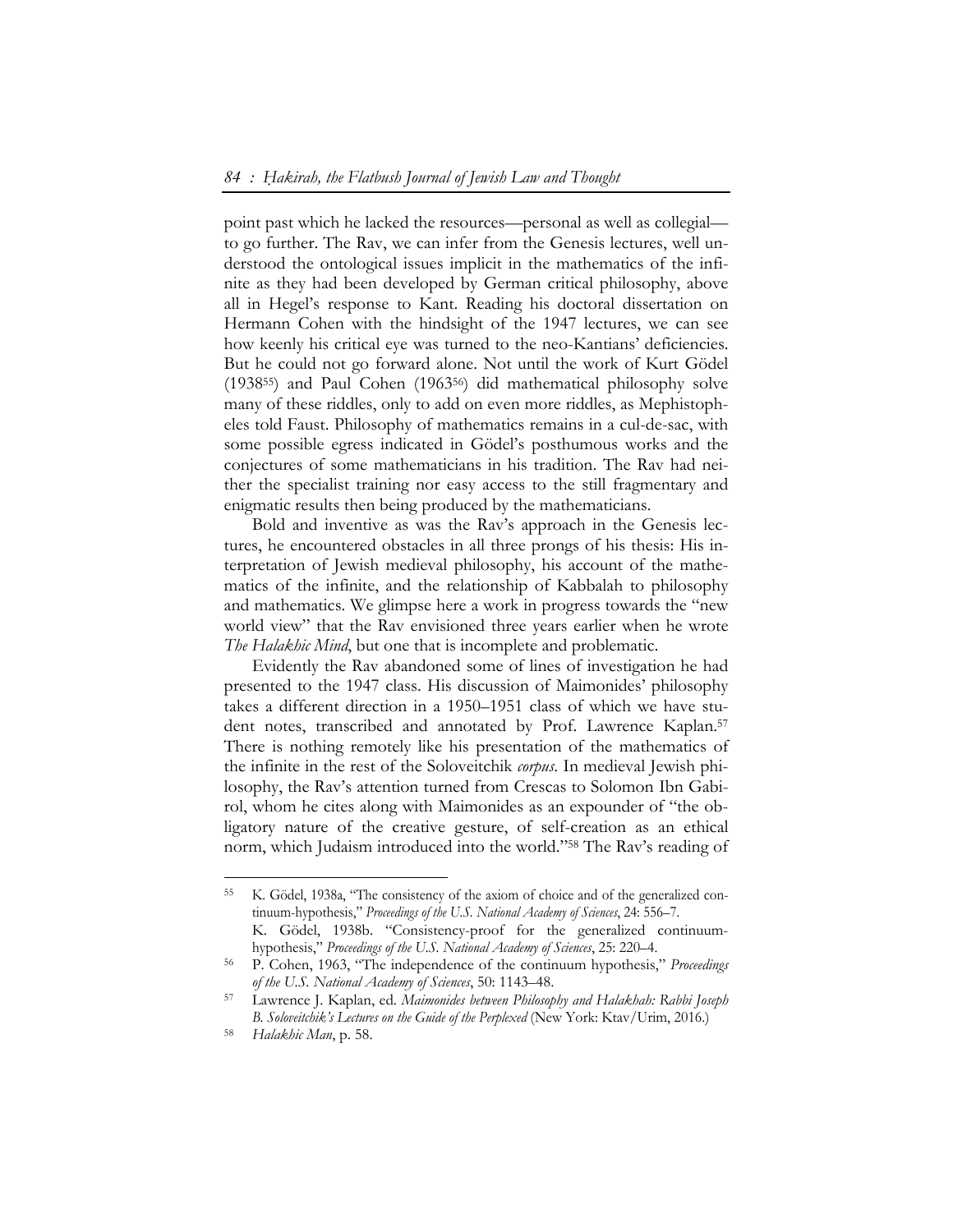point past which he lacked the resources—personal as well as collegial—to go further. The Rav, we can infer from the Genesis lectures, well understood the ontological issues implicit in the mathematics of the infinite as they had been developed by German critical philosophy, above all in Hegel's response to Kant. Reading his doctoral dissertation on Hermann Cohen with the hindsight of the 1947 lectures, we can see how keenly his critical eye was turned to the neo-Kantians' deficiencies. But he could not go forward alone. Not until the work of Kurt Gödel (1938[55]) and Paul Cohen (1963[56]) did mathematical philosophy solve many of these riddles, only to add on even more riddles, as Mephistopheles told Faust. Philosophy of mathematics remains in a cul-de-sac, with some possible egress indicated in Gödel's posthumous works and the conjectures of some mathematicians in his tradition. The Rav had neither the specialist training nor easy access to the still fragmentary and enigmatic results then being produced by the mathematicians.

Bold and inventive as was the Rav's approach in the Genesis lectures, he encountered obstacles in all three prongs of his thesis: His interpretation of Jewish medieval philosophy, his account of the mathematics of the infinite, and the relationship of Kabbalah to philosophy and mathematics. We glimpse here a work in progress towards the "new world view" that the Rav envisioned three years earlier when he wrote *The Halakhic Mind*, but one that is incomplete and problematic.

Evidently the Rav abandoned some of lines of investigation he had presented to the 1947 class. His discussion of Maimonides' philosophy takes a different direction in a 1950–1951 class of which we have student notes, transcribed and annotated by Prof. Lawrence Kaplan.[57] There is nothing remotely like his presentation of the mathematics of the infinite in the rest of the Soloveitchik *corpus*. In medieval Jewish philosophy, the Rav's attention turned from Crescas to Solomon Ibn Gabirol, whom he cites along with Maimonides as an expounder of "the obligatory nature of the creative gesture, of self-creation as an ethical norm, which Judaism introduced into the world."[58] The Rav's reading of

---

[55] K. Gödel, 1938a, "The consistency of the axiom of choice and of the generalized continuum-hypothesis," *Proceedings of the U.S. National Academy of Sciences*, 24: 556–7. K. Gödel, 1938b. "Consistency-proof for the generalized continuum-hypothesis," *Proceedings of the U.S. National Academy of Sciences*, 25: 220–4.

[56] P. Cohen, 1963, "The independence of the continuum hypothesis," *Proceedings of the U.S. National Academy of Sciences*, 50: 1143–48.

[57] Lawrence J. Kaplan, ed. *Maimonides between Philosophy and Halakhah: Rabbi Joseph B. Soloveitchik's Lectures on the Guide of the Perplexed* (New York: Ktav/Urim, 2016.)

[58] *Halakhic Man*, p. 58.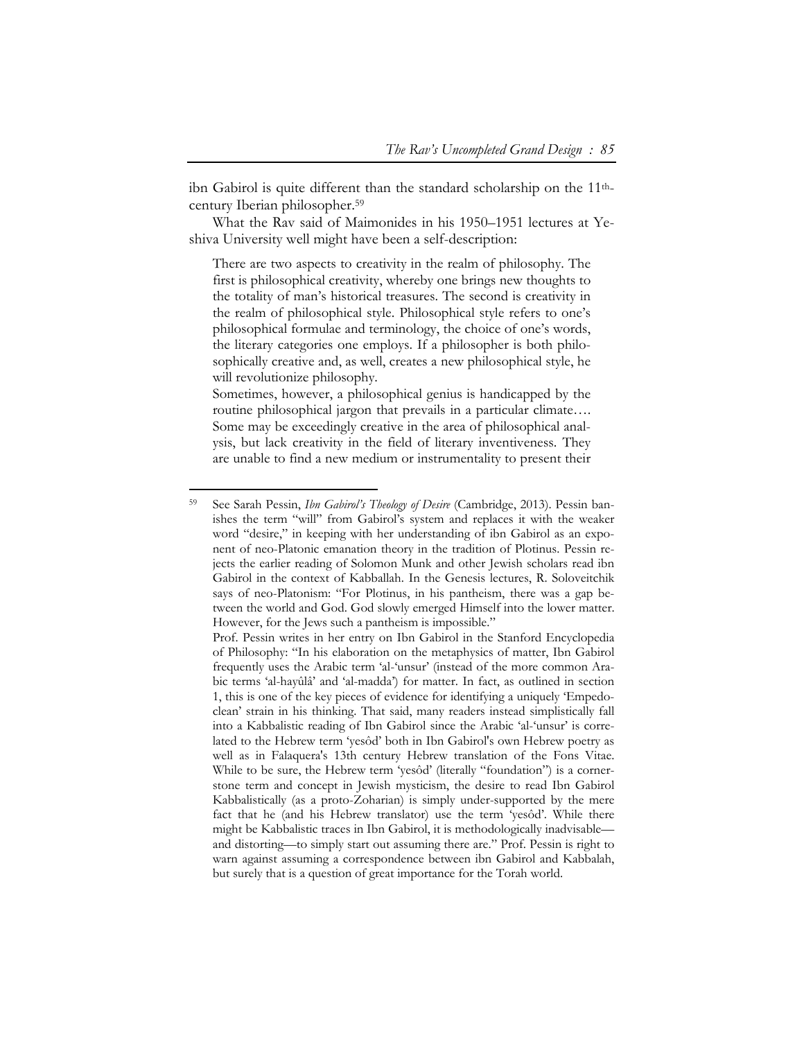ibn Gabirol is quite different than the standard scholarship on the 11th-century Iberian philosopher.[59]

What the Rav said of Maimonides in his 1950–1951 lectures at Yeshiva University well might have been a self-description:

> There are two aspects to creativity in the realm of philosophy. The first is philosophical creativity, whereby one brings new thoughts to the totality of man's historical treasures. The second is creativity in the realm of philosophical style. Philosophical style refers to one's philosophical formulae and terminology, the choice of one's words, the literary categories one employs. If a philosopher is both philosophically creative and, as well, creates a new philosophical style, he will revolutionize philosophy.
>
> Sometimes, however, a philosophical genius is handicapped by the routine philosophical jargon that prevails in a particular climate…. Some may be exceedingly creative in the area of philosophical analysis, but lack creativity in the field of literary inventiveness. They are unable to find a new medium or instrumentality to present their

---

[59] See Sarah Pessin, *Ibn Gabirol's Theology of Desire* (Cambridge, 2013). Pessin banishes the term "will" from Gabirol's system and replaces it with the weaker word "desire," in keeping with her understanding of ibn Gabirol as an exponent of neo-Platonic emanation theory in the tradition of Plotinus. Pessin rejects the earlier reading of Solomon Munk and other Jewish scholars read ibn Gabirol in the context of Kabballah. In the Genesis lectures, R. Soloveitchik says of neo-Platonism: "For Plotinus, in his pantheism, there was a gap between the world and God. God slowly emerged Himself into the lower matter. However, for the Jews such a pantheism is impossible."

Prof. Pessin writes in her entry on Ibn Gabirol in the Stanford Encyclopedia of Philosophy: "In his elaboration on the metaphysics of matter, Ibn Gabirol frequently uses the Arabic term 'al-'unsur' (instead of the more common Arabic terms 'al-hayûlâ' and 'al-madda') for matter. In fact, as outlined in section 1, this is one of the key pieces of evidence for identifying a uniquely 'Empedoclean' strain in his thinking. That said, many readers instead simplistically fall into a Kabbalistic reading of Ibn Gabirol since the Arabic 'al-'unsur' is correlated to the Hebrew term 'yesôd' both in Ibn Gabirol's own Hebrew poetry as well as in Falaquera's 13th century Hebrew translation of the Fons Vitae. While to be sure, the Hebrew term 'yesôd' (literally "foundation") is a cornerstone term and concept in Jewish mysticism, the desire to read Ibn Gabirol Kabbalistically (as a proto-Zoharian) is simply under-supported by the mere fact that he (and his Hebrew translator) use the term 'yesôd'. While there might be Kabbalistic traces in Ibn Gabirol, it is methodologically inadvisable—and distorting—to simply start out assuming there are." Prof. Pessin is right to warn against assuming a correspondence between ibn Gabirol and Kabbalah, but surely that is a question of great importance for the Torah world.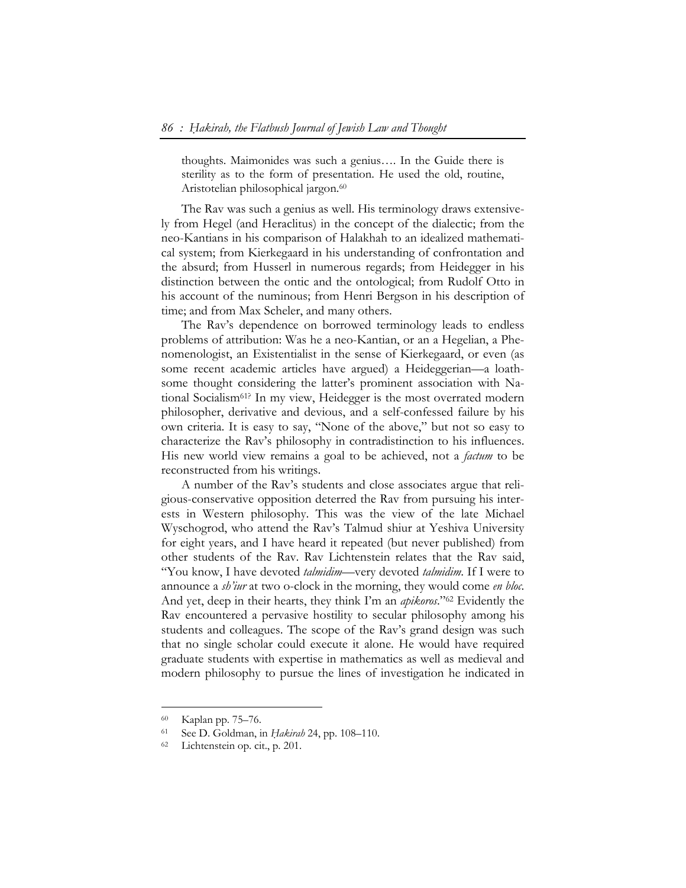thoughts. Maimonides was such a genius…. In the Guide there is sterility as to the form of presentation. He used the old, routine, Aristotelian philosophical jargon.[60]

The Rav was such a genius as well. His terminology draws extensively from Hegel (and Heraclitus) in the concept of the dialectic; from the neo-Kantians in his comparison of Halakhah to an idealized mathematical system; from Kierkegaard in his understanding of confrontation and the absurd; from Husserl in numerous regards; from Heidegger in his distinction between the ontic and the ontological; from Rudolf Otto in his account of the numinous; from Henri Bergson in his description of time; and from Max Scheler, and many others.

The Rav's dependence on borrowed terminology leads to endless problems of attribution: Was he a neo-Kantian, or an a Hegelian, a Phenomenologist, an Existentialist in the sense of Kierkegaard, or even (as some recent academic articles have argued) a Heideggerian—a loathsome thought considering the latter's prominent association with National Socialism[61]? In my view, Heidegger is the most overrated modern philosopher, derivative and devious, and a self-confessed failure by his own criteria. It is easy to say, "None of the above," but not so easy to characterize the Rav's philosophy in contradistinction to his influences. His new world view remains a goal to be achieved, not a *factum* to be reconstructed from his writings.

A number of the Rav's students and close associates argue that religious-conservative opposition deterred the Rav from pursuing his interests in Western philosophy. This was the view of the late Michael Wyschogrod, who attend the Rav's Talmud shiur at Yeshiva University for eight years, and I have heard it repeated (but never published) from other students of the Rav. Rav Lichtenstein relates that the Rav said, "You know, I have devoted *talmidim*—very devoted *talmidim*. If I were to announce a *sh'iur* at two o-clock in the morning, they would come *en bloc*. And yet, deep in their hearts, they think I'm an *apikoros*."[62] Evidently the Rav encountered a pervasive hostility to secular philosophy among his students and colleagues. The scope of the Rav's grand design was such that no single scholar could execute it alone. He would have required graduate students with expertise in mathematics as well as medieval and modern philosophy to pursue the lines of investigation he indicated in

---

[60] Kaplan pp. 75–76.

[61] See D. Goldman, in *Ḥakirah* 24, pp. 108–110.

[62] Lichtenstein op. cit., p. 201.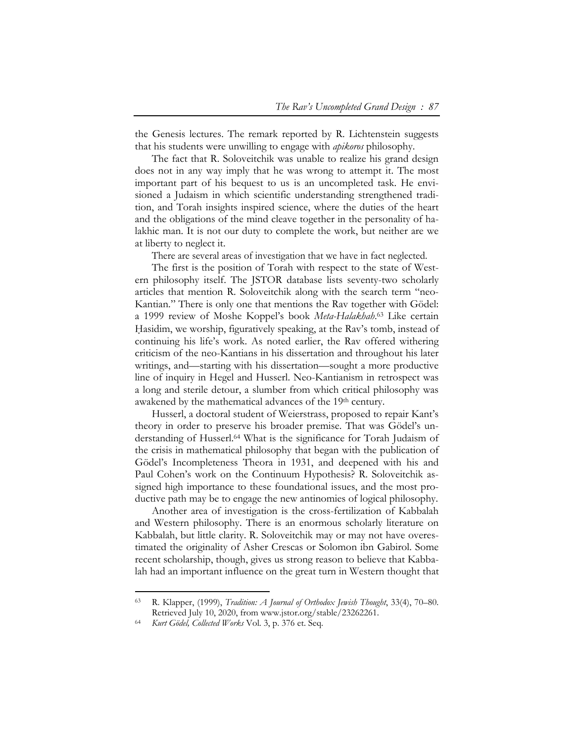the Genesis lectures. The remark reported by R. Lichtenstein suggests that his students were unwilling to engage with *apikoros* philosophy.

The fact that R. Soloveitchik was unable to realize his grand design does not in any way imply that he was wrong to attempt it. The most important part of his bequest to us is an uncompleted task. He envisioned a Judaism in which scientific understanding strengthened tradition, and Torah insights inspired science, where the duties of the heart and the obligations of the mind cleave together in the personality of halakhic man. It is not our duty to complete the work, but neither are we at liberty to neglect it.

There are several areas of investigation that we have in fact neglected.

The first is the position of Torah with respect to the state of Western philosophy itself. The JSTOR database lists seventy-two scholarly articles that mention R. Soloveitchik along with the search term "neo-Kantian." There is only one that mentions the Rav together with Gödel: a 1999 review of Moshe Koppel's book *Meta-Halakhah*.[63] Like certain Ḥasidim, we worship, figuratively speaking, at the Rav's tomb, instead of continuing his life's work. As noted earlier, the Rav offered withering criticism of the neo-Kantians in his dissertation and throughout his later writings, and—starting with his dissertation—sought a more productive line of inquiry in Hegel and Husserl. Neo-Kantianism in retrospect was a long and sterile detour, a slumber from which critical philosophy was awakened by the mathematical advances of the 19th century.

Husserl, a doctoral student of Weierstrass, proposed to repair Kant's theory in order to preserve his broader premise. That was Gödel's understanding of Husserl.[64] What is the significance for Torah Judaism of the crisis in mathematical philosophy that began with the publication of Gödel's Incompleteness Theora in 1931, and deepened with his and Paul Cohen's work on the Continuum Hypothesis? R. Soloveitchik assigned high importance to these foundational issues, and the most productive path may be to engage the new antinomies of logical philosophy.

Another area of investigation is the cross-fertilization of Kabbalah and Western philosophy. There is an enormous scholarly literature on Kabbalah, but little clarity. R. Soloveitchik may or may not have overestimated the originality of Asher Crescas or Solomon ibn Gabirol. Some recent scholarship, though, gives us strong reason to believe that Kabbalah had an important influence on the great turn in Western thought that

---

[63] R. Klapper, (1999), *Tradition: A Journal of Orthodox Jewish Thought*, 33(4), 70–80. Retrieved July 10, 2020, from www.jstor.org/stable/23262261.

[64] *Kurt Gödel, Collected Works* Vol. 3, p. 376 et. Seq.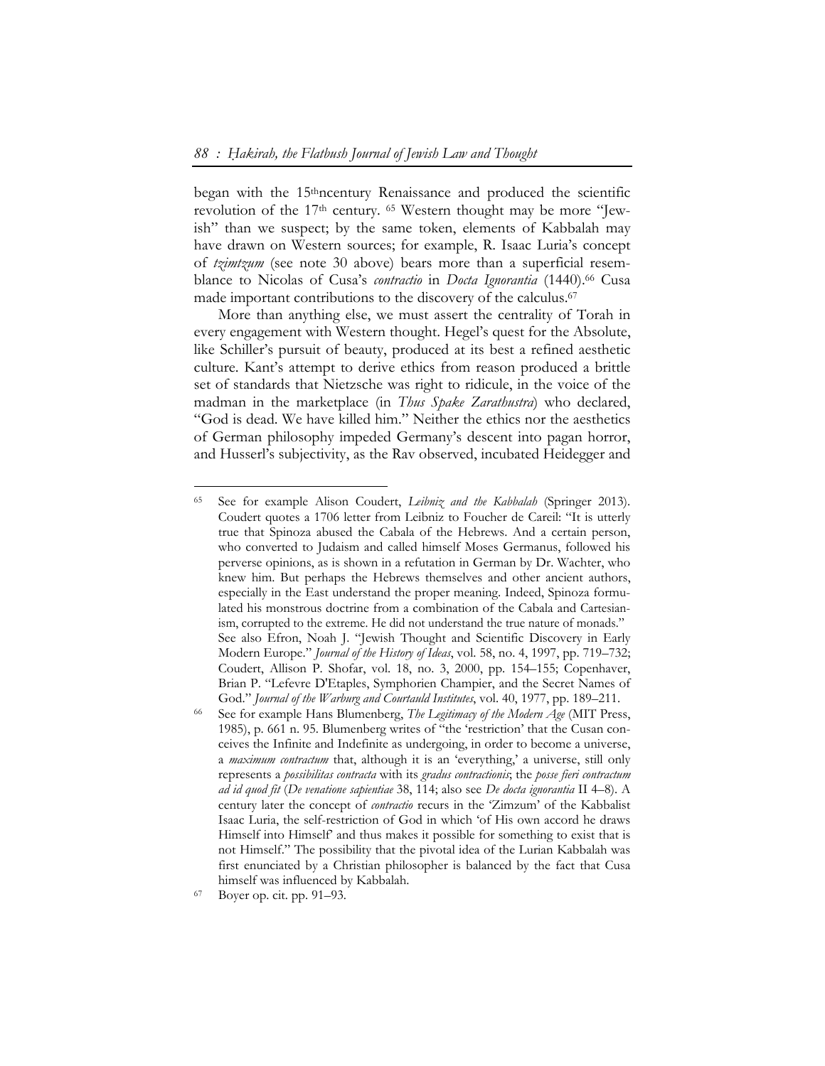began with the 15thncentury Renaissance and produced the scientific revolution of the 17th century. [65] Western thought may be more "Jewish" than we suspect; by the same token, elements of Kabbalah may have drawn on Western sources; for example, R. Isaac Luria's concept of *tzimtzum* (see note 30 above) bears more than a superficial resemblance to Nicolas of Cusa's *contractio* in *Docta Ignorantia* (1440).[66] Cusa made important contributions to the discovery of the calculus.[67]

More than anything else, we must assert the centrality of Torah in every engagement with Western thought. Hegel's quest for the Absolute, like Schiller's pursuit of beauty, produced at its best a refined aesthetic culture. Kant's attempt to derive ethics from reason produced a brittle set of standards that Nietzsche was right to ridicule, in the voice of the madman in the marketplace (in *Thus Spake Zarathustra*) who declared, "God is dead. We have killed him." Neither the ethics nor the aesthetics of German philosophy impeded Germany's descent into pagan horror, and Husserl's subjectivity, as the Rav observed, incubated Heidegger and

---

[65] See for example Alison Coudert, *Leibniz and the Kabbalah* (Springer 2013). Coudert quotes a 1706 letter from Leibniz to Foucher de Careil: "It is utterly true that Spinoza abused the Cabala of the Hebrews. And a certain person, who converted to Judaism and called himself Moses Germanus, followed his perverse opinions, as is shown in a refutation in German by Dr. Wachter, who knew him. But perhaps the Hebrews themselves and other ancient authors, especially in the East understand the proper meaning. Indeed, Spinoza formulated his monstrous doctrine from a combination of the Cabala and Cartesianism, corrupted to the extreme. He did not understand the true nature of monads." See also Efron, Noah J. "Jewish Thought and Scientific Discovery in Early Modern Europe." *Journal of the History of Ideas*, vol. 58, no. 4, 1997, pp. 719–732; Coudert, Allison P. Shofar, vol. 18, no. 3, 2000, pp. 154–155; Copenhaver, Brian P. "Lefevre D'Etaples, Symphorien Champier, and the Secret Names of God." *Journal of the Warburg and Courtauld Institutes*, vol. 40, 1977, pp. 189–211.

[66] See for example Hans Blumenberg, *The Legitimacy of the Modern Age* (MIT Press, 1985), p. 661 n. 95. Blumenberg writes of "the 'restriction' that the Cusan conceives the Infinite and Indefinite as undergoing, in order to become a universe, a *maximum contractum* that, although it is an 'everything,' a universe, still only represents a *possibilitas contracta* with its *gradus contractionis*; the *posse fieri contractum ad id quod fit* (*De venatione sapientiae* 38, 114; also see *De docta ignorantia* II 4–8). A century later the concept of *contractio* recurs in the 'Zimzum' of the Kabbalist Isaac Luria, the self-restriction of God in which 'of His own accord he draws Himself into Himself' and thus makes it possible for something to exist that is not Himself." The possibility that the pivotal idea of the Lurian Kabbalah was first enunciated by a Christian philosopher is balanced by the fact that Cusa himself was influenced by Kabbalah.

[67] Boyer op. cit. pp. 91–93.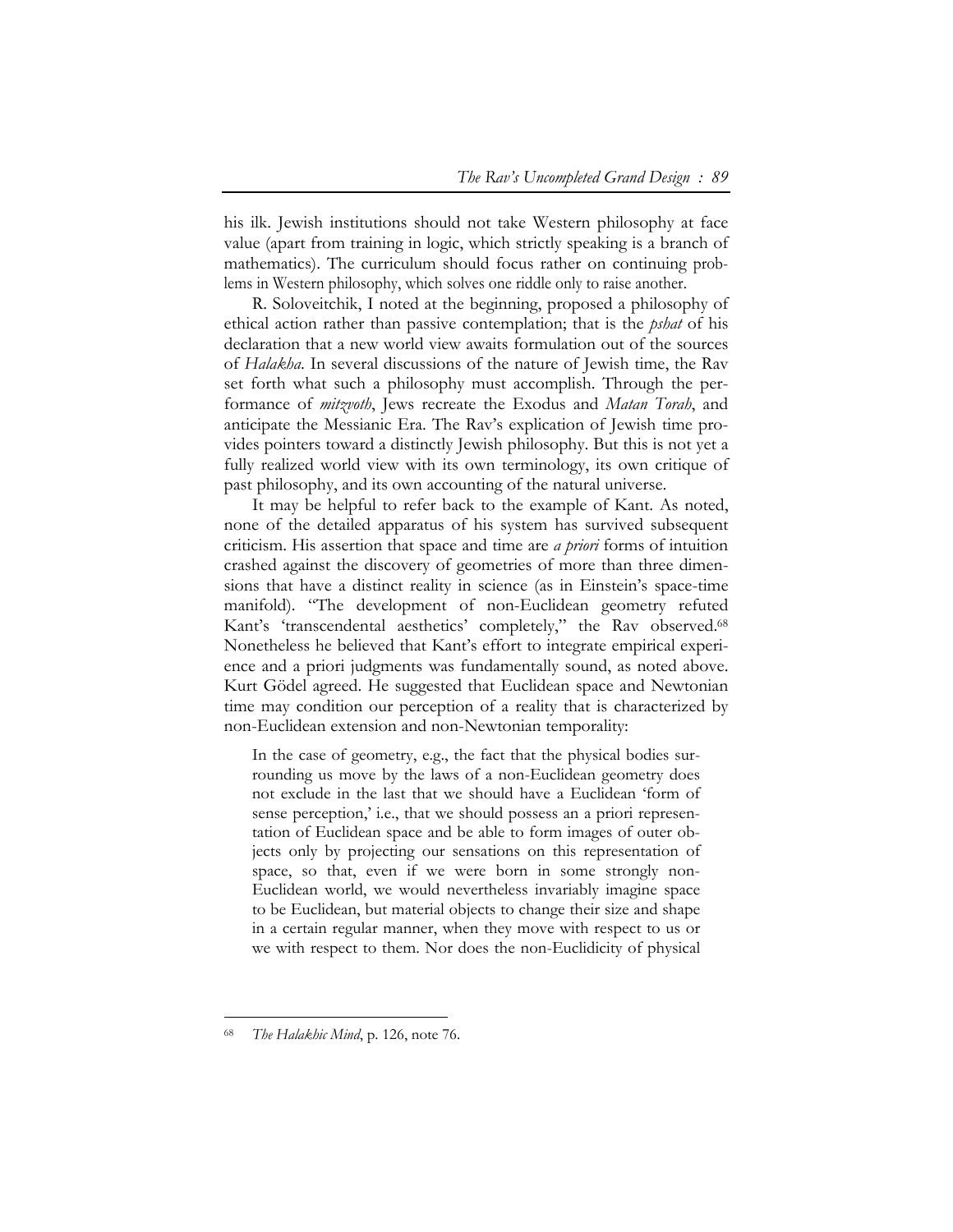his ilk. Jewish institutions should not take Western philosophy at face value (apart from training in logic, which strictly speaking is a branch of mathematics). The curriculum should focus rather on continuing problems in Western philosophy, which solves one riddle only to raise another.

R. Soloveitchik, I noted at the beginning, proposed a philosophy of ethical action rather than passive contemplation; that is the *pshat* of his declaration that a new world view awaits formulation out of the sources of *Halakha*. In several discussions of the nature of Jewish time, the Rav set forth what such a philosophy must accomplish. Through the performance of *mitzvoth*, Jews recreate the Exodus and *Matan Torah*, and anticipate the Messianic Era. The Rav's explication of Jewish time provides pointers toward a distinctly Jewish philosophy. But this is not yet a fully realized world view with its own terminology, its own critique of past philosophy, and its own accounting of the natural universe.

It may be helpful to refer back to the example of Kant. As noted, none of the detailed apparatus of his system has survived subsequent criticism. His assertion that space and time are *a priori* forms of intuition crashed against the discovery of geometries of more than three dimensions that have a distinct reality in science (as in Einstein's space-time manifold). "The development of non-Euclidean geometry refuted Kant's 'transcendental aesthetics' completely," the Rav observed.[68] Nonetheless he believed that Kant's effort to integrate empirical experience and a priori judgments was fundamentally sound, as noted above. Kurt Gödel agreed. He suggested that Euclidean space and Newtonian time may condition our perception of a reality that is characterized by non-Euclidean extension and non-Newtonian temporality:

> In the case of geometry, e.g., the fact that the physical bodies surrounding us move by the laws of a non-Euclidean geometry does not exclude in the last that we should have a Euclidean 'form of sense perception,' i.e., that we should possess an a priori representation of Euclidean space and be able to form images of outer objects only by projecting our sensations on this representation of space, so that, even if we were born in some strongly non-Euclidean world, we would nevertheless invariably imagine space to be Euclidean, but material objects to change their size and shape in a certain regular manner, when they move with respect to us or we with respect to them. Nor does the non-Euclidicity of physical

---

[68] *The Halakhic Mind*, p. 126, note 76.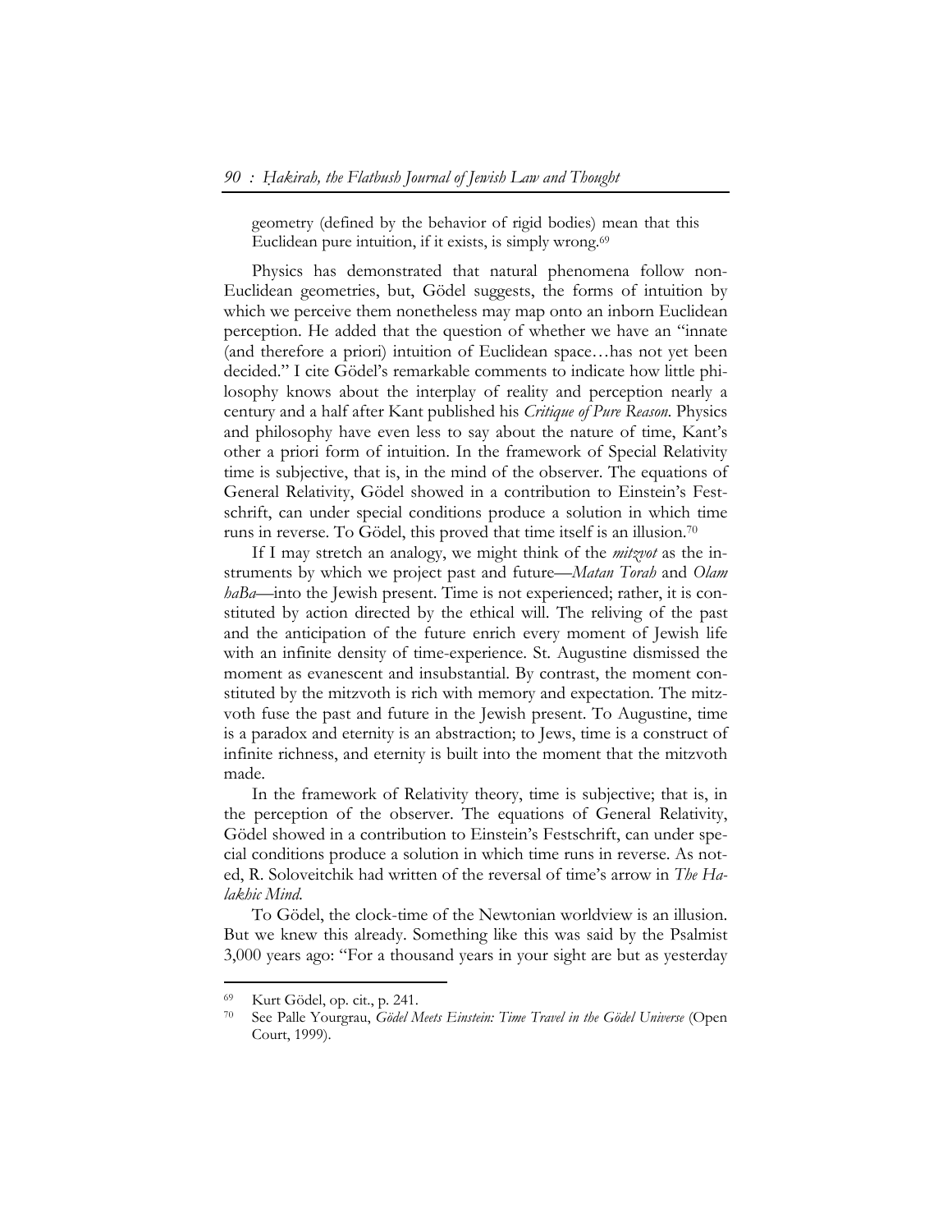geometry (defined by the behavior of rigid bodies) mean that this Euclidean pure intuition, if it exists, is simply wrong.[69]

Physics has demonstrated that natural phenomena follow non-Euclidean geometries, but, Gödel suggests, the forms of intuition by which we perceive them nonetheless may map onto an inborn Euclidean perception. He added that the question of whether we have an "innate (and therefore a priori) intuition of Euclidean space…has not yet been decided." I cite Gödel's remarkable comments to indicate how little philosophy knows about the interplay of reality and perception nearly a century and a half after Kant published his *Critique of Pure Reason*. Physics and philosophy have even less to say about the nature of time, Kant's other a priori form of intuition. In the framework of Special Relativity time is subjective, that is, in the mind of the observer. The equations of General Relativity, Gödel showed in a contribution to Einstein's Festschrift, can under special conditions produce a solution in which time runs in reverse. To Gödel, this proved that time itself is an illusion.[70]

If I may stretch an analogy, we might think of the *mitzvot* as the instruments by which we project past and future—*Matan Torah* and *Olam haBa*—into the Jewish present. Time is not experienced; rather, it is constituted by action directed by the ethical will. The reliving of the past and the anticipation of the future enrich every moment of Jewish life with an infinite density of time-experience. St. Augustine dismissed the moment as evanescent and insubstantial. By contrast, the moment constituted by the mitzvoth is rich with memory and expectation. The mitzvoth fuse the past and future in the Jewish present. To Augustine, time is a paradox and eternity is an abstraction; to Jews, time is a construct of infinite richness, and eternity is built into the moment that the mitzvoth made.

In the framework of Relativity theory, time is subjective; that is, in the perception of the observer. The equations of General Relativity, Gödel showed in a contribution to Einstein's Festschrift, can under special conditions produce a solution in which time runs in reverse. As noted, R. Soloveitchik had written of the reversal of time's arrow in *The Halakhic Mind*.

To Gödel, the clock-time of the Newtonian worldview is an illusion. But we knew this already. Something like this was said by the Psalmist 3,000 years ago: "For a thousand years in your sight are but as yesterday

---

[69] Kurt Gödel, op. cit., p. 241.

[70] See Palle Yourgrau, *Gödel Meets Einstein: Time Travel in the Gödel Universe* (Open Court, 1999).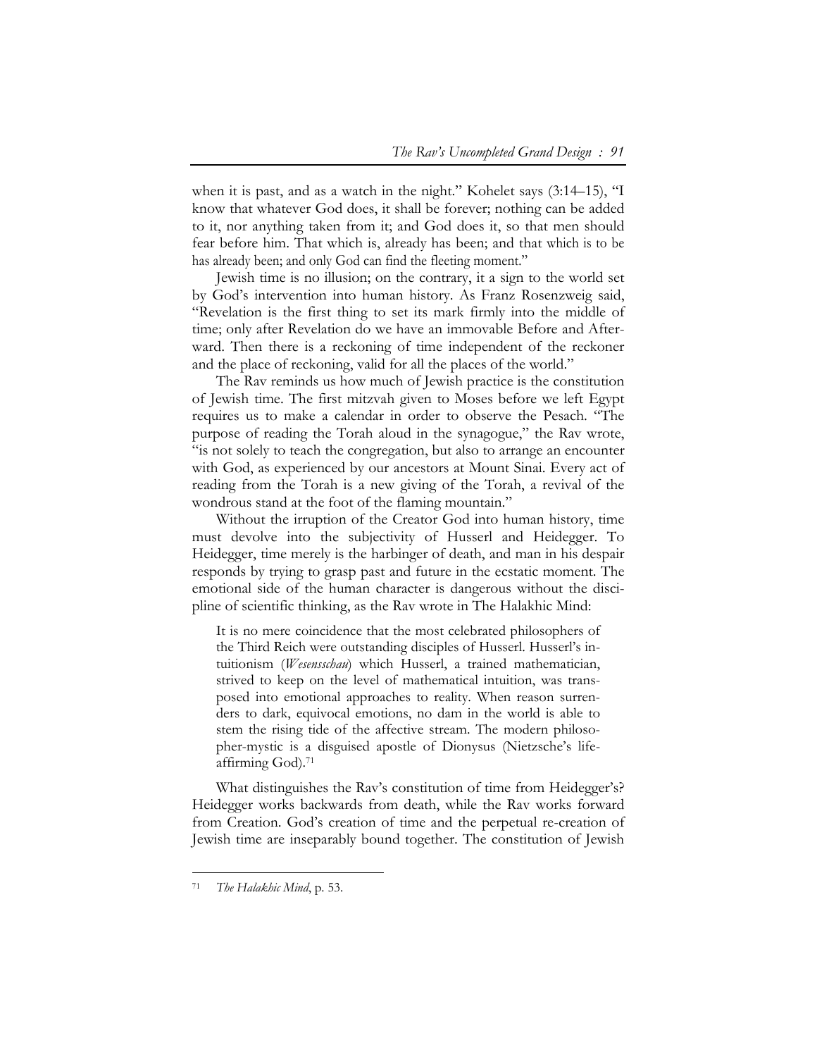when it is past, and as a watch in the night." Kohelet says (3:14–15), "I know that whatever God does, it shall be forever; nothing can be added to it, nor anything taken from it; and God does it, so that men should fear before him. That which is, already has been; and that which is to be has already been; and only God can find the fleeting moment."

Jewish time is no illusion; on the contrary, it a sign to the world set by God's intervention into human history. As Franz Rosenzweig said, "Revelation is the first thing to set its mark firmly into the middle of time; only after Revelation do we have an immovable Before and Afterward. Then there is a reckoning of time independent of the reckoner and the place of reckoning, valid for all the places of the world."

The Rav reminds us how much of Jewish practice is the constitution of Jewish time. The first mitzvah given to Moses before we left Egypt requires us to make a calendar in order to observe the Pesach. "The purpose of reading the Torah aloud in the synagogue," the Rav wrote, "is not solely to teach the congregation, but also to arrange an encounter with God, as experienced by our ancestors at Mount Sinai. Every act of reading from the Torah is a new giving of the Torah, a revival of the wondrous stand at the foot of the flaming mountain."

Without the irruption of the Creator God into human history, time must devolve into the subjectivity of Husserl and Heidegger. To Heidegger, time merely is the harbinger of death, and man in his despair responds by trying to grasp past and future in the ecstatic moment. The emotional side of the human character is dangerous without the discipline of scientific thinking, as the Rav wrote in The Halakhic Mind:

> It is no mere coincidence that the most celebrated philosophers of the Third Reich were outstanding disciples of Husserl. Husserl's intuitionism (*Wesensschau*) which Husserl, a trained mathematician, strived to keep on the level of mathematical intuition, was transposed into emotional approaches to reality. When reason surrenders to dark, equivocal emotions, no dam in the world is able to stem the rising tide of the affective stream. The modern philosopher-mystic is a disguised apostle of Dionysus (Nietzsche's life-affirming God).[71]

What distinguishes the Rav's constitution of time from Heidegger's? Heidegger works backwards from death, while the Rav works forward from Creation. God's creation of time and the perpetual re-creation of Jewish time are inseparably bound together. The constitution of Jewish

---

[71] *The Halakhic Mind*, p. 53.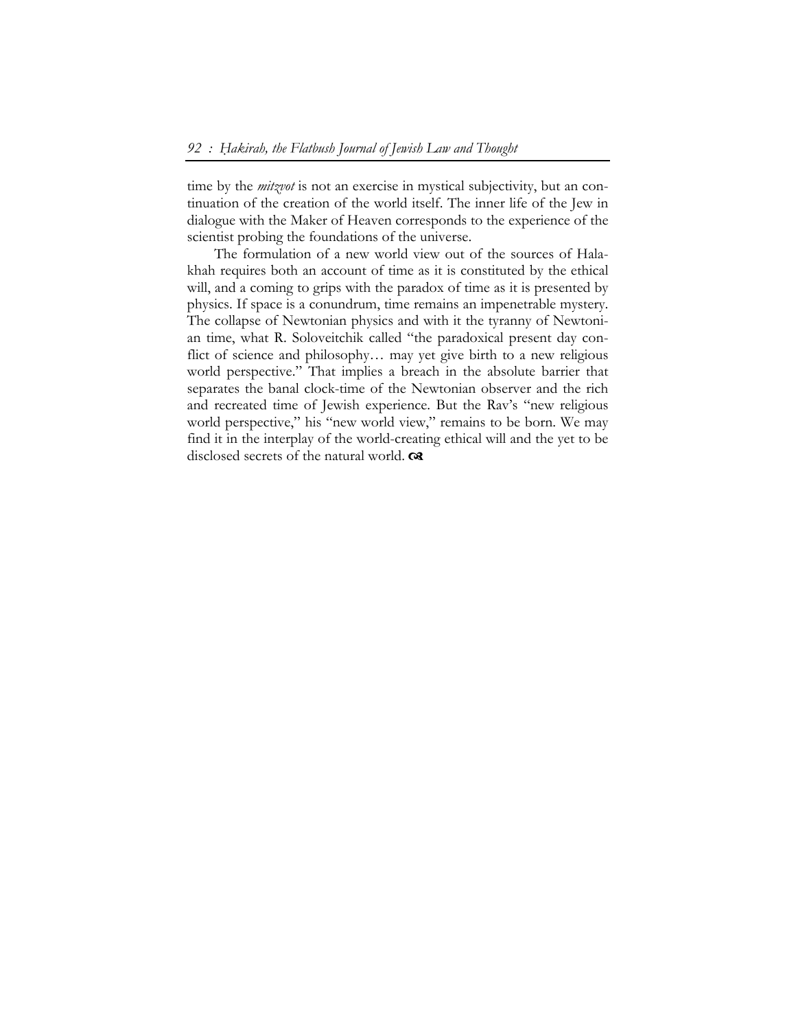time by the *mitzvot* is not an exercise in mystical subjectivity, but an continuation of the creation of the world itself. The inner life of the Jew in dialogue with the Maker of Heaven corresponds to the experience of the scientist probing the foundations of the universe.

The formulation of a new world view out of the sources of Halakhah requires both an account of time as it is constituted by the ethical will, and a coming to grips with the paradox of time as it is presented by physics. If space is a conundrum, time remains an impenetrable mystery. The collapse of Newtonian physics and with it the tyranny of Newtonian time, what R. Soloveitchik called "the paradoxical present day conflict of science and philosophy… may yet give birth to a new religious world perspective." That implies a breach in the absolute barrier that separates the banal clock-time of the Newtonian observer and the rich and recreated time of Jewish experience. But the Rav's "new religious world perspective," his "new world view," remains to be born. We may find it in the interplay of the world-creating ethical will and the yet to be disclosed secrets of the natural world. ☙